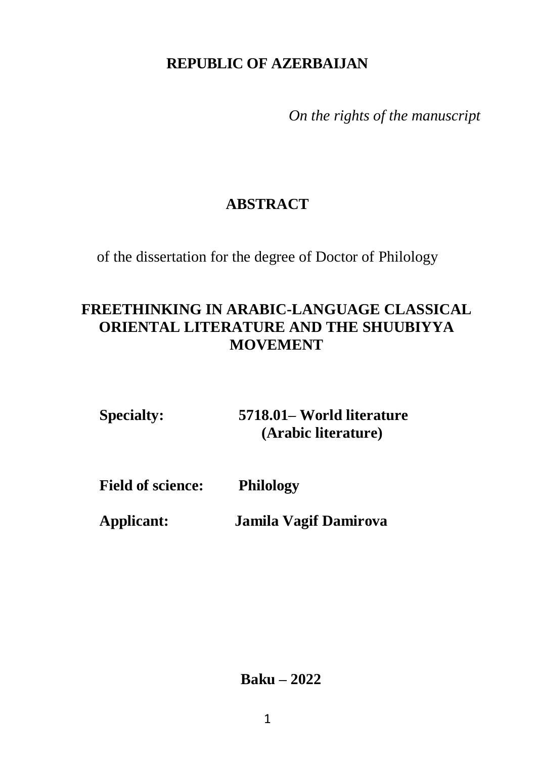**REPUBLIC OF AZERBAIJAN**

*On the rights of the manuscript*

# ABSTRACT

of the dissertation for the degree of Doctor of Philology

# FREETHINKING IN ARABIC-LANGUAGE CLASSICAL ORIENTAL LITERATURE AND THE SHUUBIYYA MOVEMENT

**Specialty:** **5718.01– World literature (Arabic literature)**

**Field of science:** **Philology**

**Applicant:** **Jamila Vagif Damirova**

**Baku – 2022**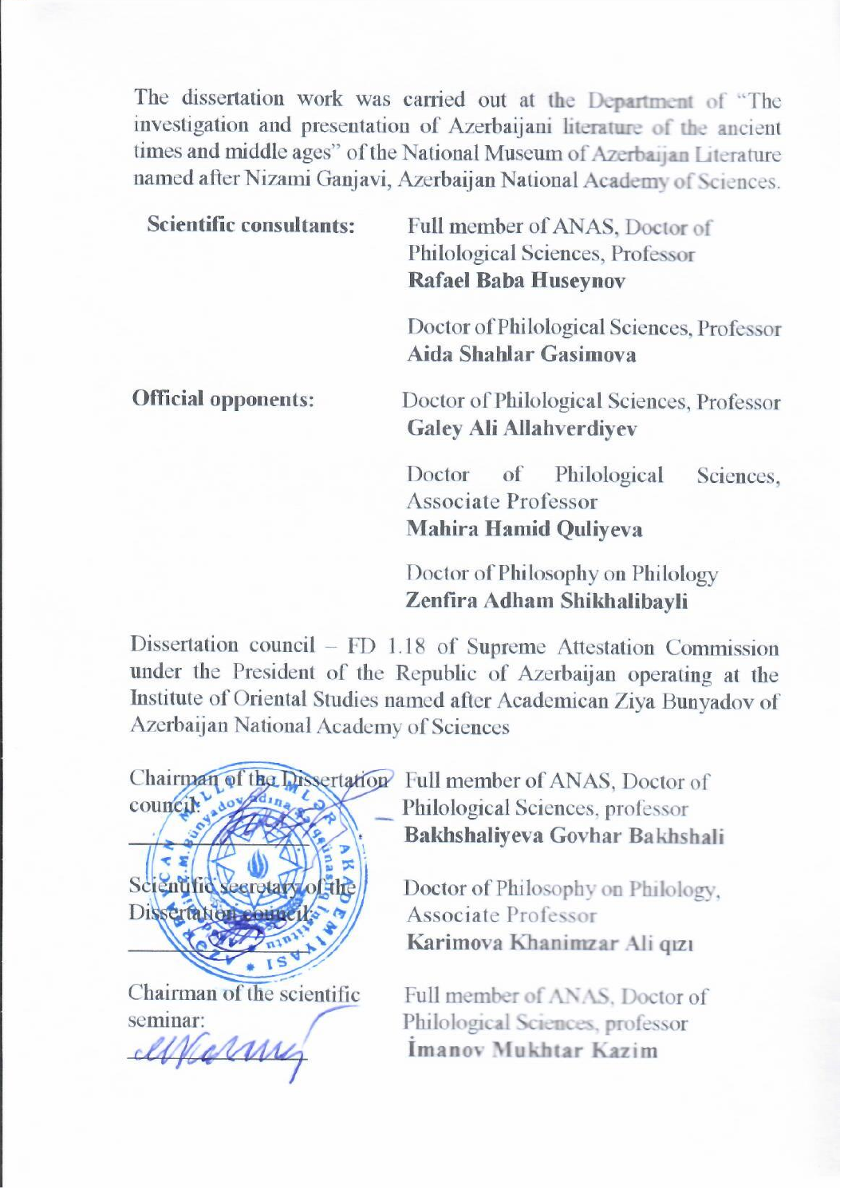The dissertation work was carried out at the Department of "The investigation and presentation of Azerbaijani literature of the ancient times and middle ages" of the National Museum of Azerbaijan Literature named after Nizami Ganjavi, Azerbaijan National Academy of Sciences.

| | |
|---|---|
| **Scientific consultants:** | Full member of ANAS, Doctor of Philological Sciences, Professor **Rafael Baba Huseynov** |
| | Doctor of Philological Sciences, Professor **Aida Shahlar Gasimova** |
| **Official opponents:** | Doctor of Philological Sciences, Professor **Galey Ali Allahverdiyev** |
| | Doctor of Philological Sciences, Associate Professor **Mahira Hamid Quliyeva** |
| | Doctor of Philosophy on Philology **Zenfira Adham Shikhalibayli** |

Dissertation council – FD 1.18 of Supreme Attestation Commission under the President of the Republic of Azerbaijan operating at the Institute of Oriental Studies named after Academican Ziya Bunyadov of Azerbaijan National Academy of Sciences

| | |
|---|---|
| Chairman of the Dissertation council: ______________ | Full member of ANAS, Doctor of Philological Sciences, professor **Bakhshaliyeva Govhar Bakhshali** |
| Scientific secretary of the Dissertation council: ______________ | Doctor of Philosophy on Philology, Associate Professor **Karimova Khanimzar Ali qızı** |
| Chairman of the scientific seminar: ______________ | Full member of ANAS, Doctor of Philological Sciences, professor **İmanov Mukhtar Kazim** |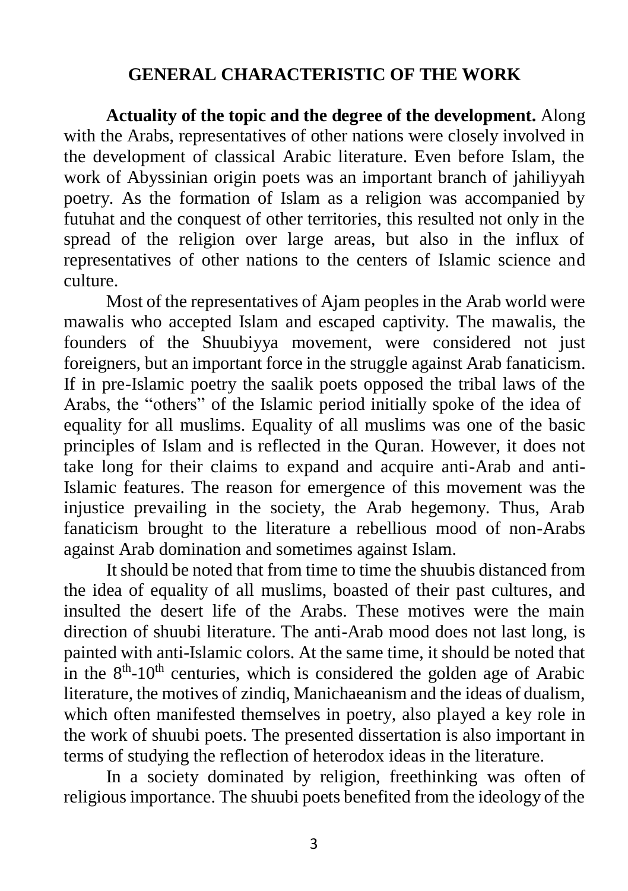## GENERAL CHARACTERISTIC OF THE WORK

**Actuality of the topic and the degree of the development.** Along with the Arabs, representatives of other nations were closely involved in the development of classical Arabic literature. Even before Islam, the work of Abyssinian origin poets was an important branch of jahiliyyah poetry. As the formation of Islam as a religion was accompanied by futuhat and the conquest of other territories, this resulted not only in the spread of the religion over large areas, but also in the influx of representatives of other nations to the centers of Islamic science and culture.

Most of the representatives of Ajam peoples in the Arab world were mawalis who accepted Islam and escaped captivity. The mawalis, the founders of the Shuubiyya movement, were considered not just foreigners, but an important force in the struggle against Arab fanaticism. If in pre-Islamic poetry the saalik poets opposed the tribal laws of the Arabs, the "others" of the Islamic period initially spoke of the idea of equality for all muslims. Equality of all muslims was one of the basic principles of Islam and is reflected in the Quran. However, it does not take long for their claims to expand and acquire anti-Arab and anti-Islamic features. The reason for emergence of this movement was the injustice prevailing in the society, the Arab hegemony. Thus, Arab fanaticism brought to the literature a rebellious mood of non-Arabs against Arab domination and sometimes against Islam.

It should be noted that from time to time the shuubis distanced from the idea of equality of all muslims, boasted of their past cultures, and insulted the desert life of the Arabs. These motives were the main direction of shuubi literature. The anti-Arab mood does not last long, is painted with anti-Islamic colors. At the same time, it should be noted that in the 8th-10th centuries, which is considered the golden age of Arabic literature, the motives of zindiq, Manichaeanism and the ideas of dualism, which often manifested themselves in poetry, also played a key role in the work of shuubi poets. The presented dissertation is also important in terms of studying the reflection of heterodox ideas in the literature.

In a society dominated by religion, freethinking was often of religious importance. The shuubi poets benefited from the ideology of the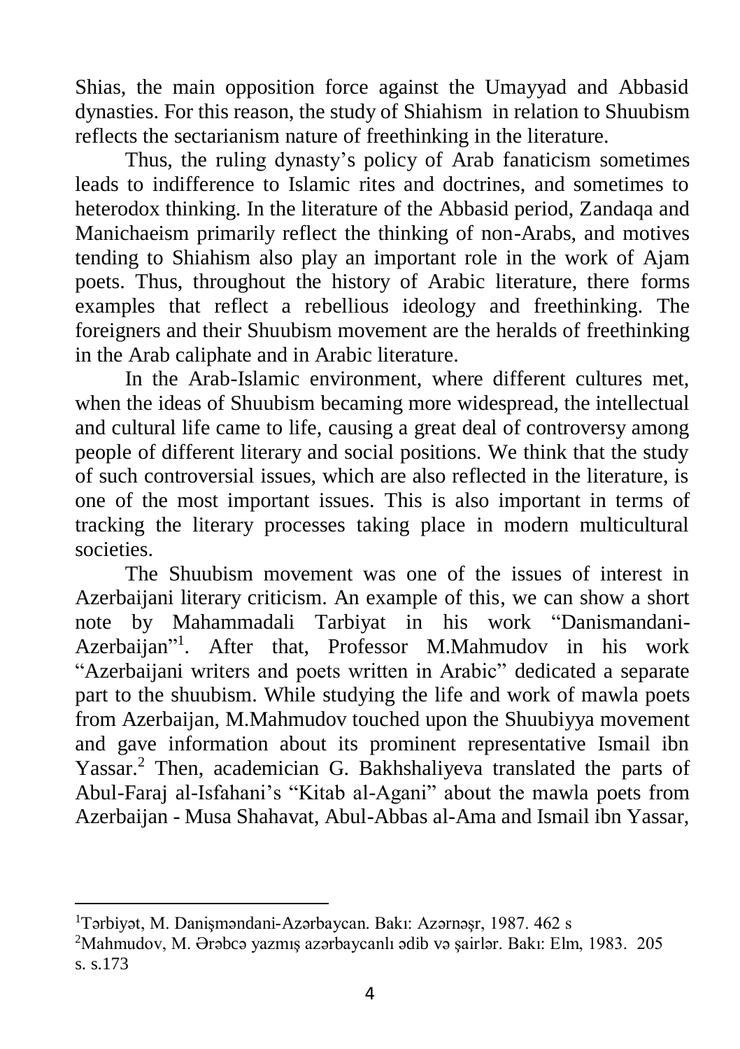Shias, the main opposition force against the Umayyad and Abbasid dynasties. For this reason, the study of Shiahism in relation to Shuubism reflects the sectarianism nature of freethinking in the literature.

Thus, the ruling dynasty's policy of Arab fanaticism sometimes leads to indifference to Islamic rites and doctrines, and sometimes to heterodox thinking. In the literature of the Abbasid period, Zandaqa and Manichaeism primarily reflect the thinking of non-Arabs, and motives tending to Shiahism also play an important role in the work of Ajam poets. Thus, throughout the history of Arabic literature, there forms examples that reflect a rebellious ideology and freethinking. The foreigners and their Shuubism movement are the heralds of freethinking in the Arab caliphate and in Arabic literature.

In the Arab-Islamic environment, where different cultures met, when the ideas of Shuubism becaming more widespread, the intellectual and cultural life came to life, causing a great deal of controversy among people of different literary and social positions. We think that the study of such controversial issues, which are also reflected in the literature, is one of the most important issues. This is also important in terms of tracking the literary processes taking place in modern multicultural societies.

The Shuubism movement was one of the issues of interest in Azerbaijani literary criticism. An example of this, we can show a short note by Mahammadali Tarbiyat in his work "Danismandani-Azerbaijan"[1]. After that, Professor M.Mahmudov in his work "Azerbaijani writers and poets written in Arabic" dedicated a separate part to the shuubism. While studying the life and work of mawla poets from Azerbaijan, M.Mahmudov touched upon the Shuubiyya movement and gave information about its prominent representative Ismail ibn Yassar.[2] Then, academician G. Bakhshaliyeva translated the parts of Abul-Faraj al-Isfahani's "Kitab al-Agani" about the mawla poets from Azerbaijan - Musa Shahavat, Abul-Abbas al-Ama and Ismail ibn Yassar,

---

[1] Tərbiyət, M. Danişməndani-Azərbaycan. Bakı: Azərnəşr, 1987. 462 s

[2] Mahmudov, M. Ərəbcə yazmış azərbaycanlı ədib və şairlər. Bakı: Elm, 1983. 205 s. s.173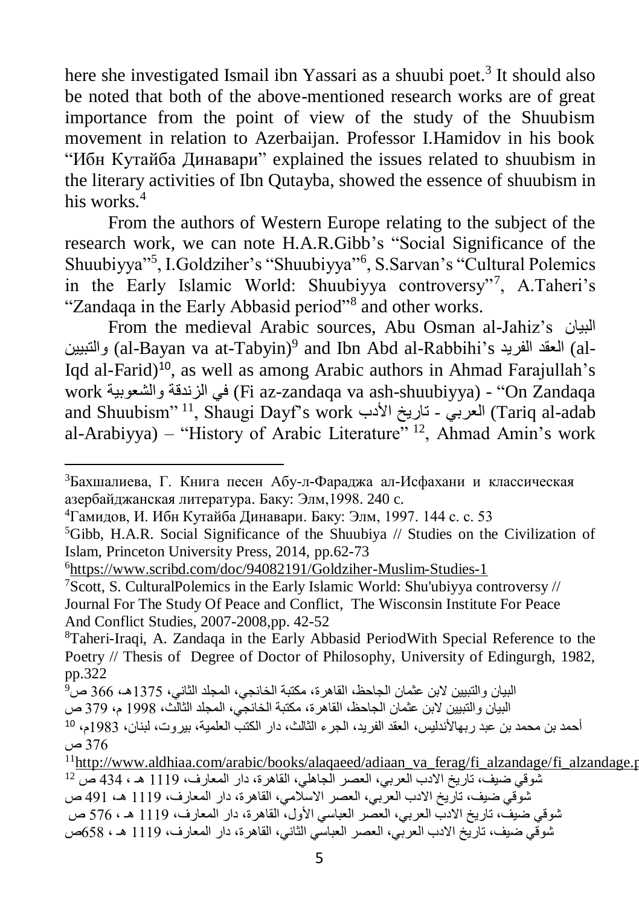here she investigated Ismail ibn Yassari as a shuubi poet.[3] It should also be noted that both of the above-mentioned research works are of great importance from the point of view of the study of the Shuubism movement in relation to Azerbaijan. Professor I.Hamidov in his book "Ибн Кутайба Динавари" explained the issues related to shuubism in the literary activities of Ibn Qutayba, showed the essence of shuubism in his works.[4]

From the authors of Western Europe relating to the subject of the research work, we can note H.A.R.Gibb's "Social Significance of the Shuubiyya"[5], I.Goldziher's "Shuubiyya"[6], S.Sarvan's "Cultural Polemics in the Early Islamic World: Shuubiyya controversy"[7], A.Taheri's "Zandaqa in the Early Abbasid period"[8] and other works.

From the medieval Arabic sources, Abu Osman al-Jahiz's البيان والتبيين (al-Bayan va at-Tabyin)[9] and Ibn Abd al-Rabbihi's العقد الفريد (al-Iqd al-Farid)[10], as well as among Arabic authors in Ahmad Farajullah's work في الزندقة والشعوبية (Fi az-zandaqa va ash-shuubiyya) - "On Zandaqa and Shuubism"[11], Shaugi Dayf's work تاريخ الأدب - العربي (Tariq al-adab al-Arabiyya) – "History of Arabic Literature"[12], Ahmad Amin's work

---

[3] Бахшалиева, Г. Книга песен Абу-л-Фараджа ал-Исфахани и классическая азербайджанская литература. Баку: Элм,1998. 240 с.

[4] Гамидов, И. Ибн Кутайба Динавари. Баку: Элм, 1997. 144 с. с. 53

[5] Gibb, H.A.R. Social Significance of the Shuubiya // Studies on the Civilization of Islam, Princeton University Press, 2014, pp.62-73

[6] https://www.scribd.com/doc/94082191/Goldziher-Muslim-Studies-1

[7] Scott, S. CulturalPolemics in the Early Islamic World: Shu'ubiyya controversy // Journal For The Study Of Peace and Conflict, The Wisconsin Institute For Peace And Conflict Studies, 2007-2008,pp. 42-52

[8] Taheri-Iraqi, A. Zandaqa in the Early Abbasid PeriodWith Special Reference to the Poetry // Thesis of Degree of Doctor of Philosophy, University of Edingurgh, 1982, pp.322

[9] البيان والتبيين لابن عثمان الجاحظ، القاهرة، مكتبة الخانجي، المجلد الثاني، 1375هـ، 366 ص

البيان والتبيين لابن عثمان الجاحظ، القاهرة، مكتبة الخانجي، المجلد الثالث، 1998 م، 379 ص

[10] أحمد بن محمد بن عبد ربهالأندليس، العقد الفريد، الجرء الثالث، دار الكتب العلمية، بيروت، لبنان، 1983م، 376 ص

[11] http://www.aldhiaa.com/arabic/books/alaqaeed/adiaan_va_ferag/fi_alzandage/fi_alzandage.p

[12] شوقي ضيف، تاريخ الادب العربي، العصر الجاهلي، القاهرة، دار المعارف، 1119 هـ ، 434 ص

شوقي ضيف، تاريخ الادب العربي، العصر الاسلامي، القاهرة، دار المعارف، 1119 هـ، 491 ص

شوقي ضيف، تاريخ الادب العربي، العصر العباسي الأول، القاهرة، دار المعارف، 1119 هـ ، 576 ص

شوقي ضيف، تاريخ الادب العربي، العصر العباسي الثاني، القاهرة، دار المعارف، 1119 هـ ، 658ص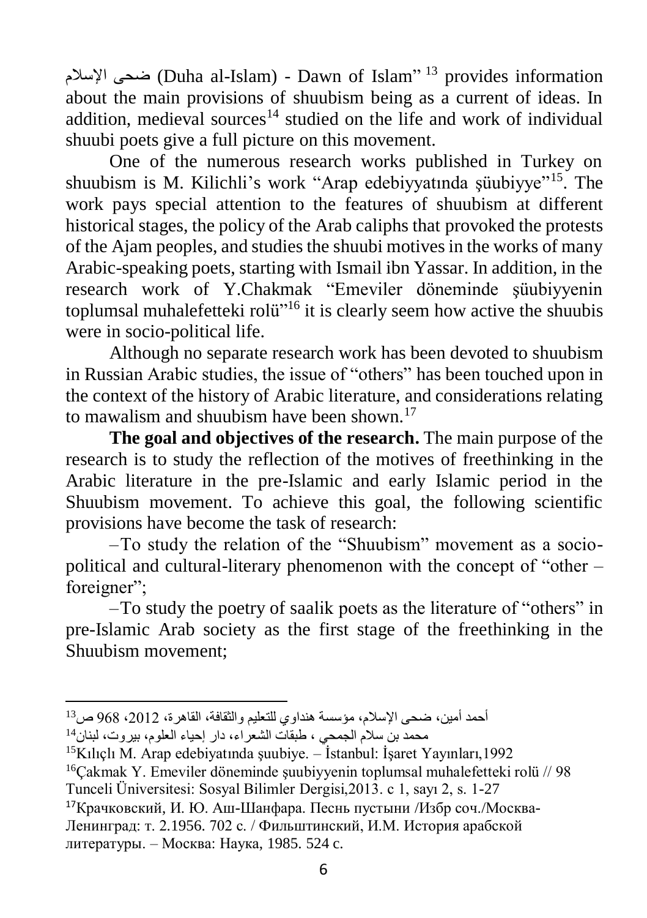ضحى الإسلام (Duha al-Islam) - Dawn of Islam”[13] provides information about the main provisions of shuubism being as a current of ideas. In addition, medieval sources[14] studied on the life and work of individual shuubi poets give a full picture on this movement.

One of the numerous research works published in Turkey on shuubism is M. Kilichli’s work “Arap edebiyyatında şüubiyye”[15]. The work pays special attention to the features of shuubism at different historical stages, the policy of the Arab caliphs that provoked the protests of the Ajam peoples, and studies the shuubi motives in the works of many Arabic-speaking poets, starting with Ismail ibn Yassar. In addition, in the research work of Y.Chakmak “Emeviler döneminde şüubiyyenin toplumsal muhalefetteki rolü”[16] it is clearly seem how active the shuubis were in socio-political life.

Although no separate research work has been devoted to shuubism in Russian Arabic studies, the issue of “others” has been touched upon in the context of the history of Arabic literature, and considerations relating to mawalism and shuubism have been shown.[17]

**The goal and objectives of the research.** The main purpose of the research is to study the reflection of the motives of freethinking in the Arabic literature in the pre-Islamic and early Islamic period in the Shuubism movement. To achieve this goal, the following scientific provisions have become the task of research:

– To study the relation of the “Shuubism” movement as a socio-political and cultural-literary phenomenon with the concept of “other – foreigner”;

– To study the poetry of saalik poets as the literature of “others” in pre-Islamic Arab society as the first stage of the freethinking in the Shuubism movement;

---

[13] أحمد أمين، ضحى الإسلام، مؤسسة هنداوي للتعليم والثقافة، القاهرة، 2012، 968 ص

[14] محمد بن سلام الجمحي ، طبقات الشعراء، دار إحياء العلوم، بيروت، لبنان

[15] Kılıçlı M. Arap edebiyatında şuubiye. – İstanbul: İşaret Yayınları,1992

[16] Çakmak Y. Emeviler döneminde şuubiyyenin toplumsal muhalefetteki rolü // 98 Tunceli Üniversitesi: Sosyal Bilimler Dergisi,2013. c 1, sayı 2, s. 1-27

[17] Крачковский, И. Ю. Аш-Шанфара. Песнь пустыни /Избр соч./Москва-Ленинград: т. 2.1956. 702 с. / Фильштинский, И.М. История арабской литературы. – Москва: Наука, 1985. 524 с.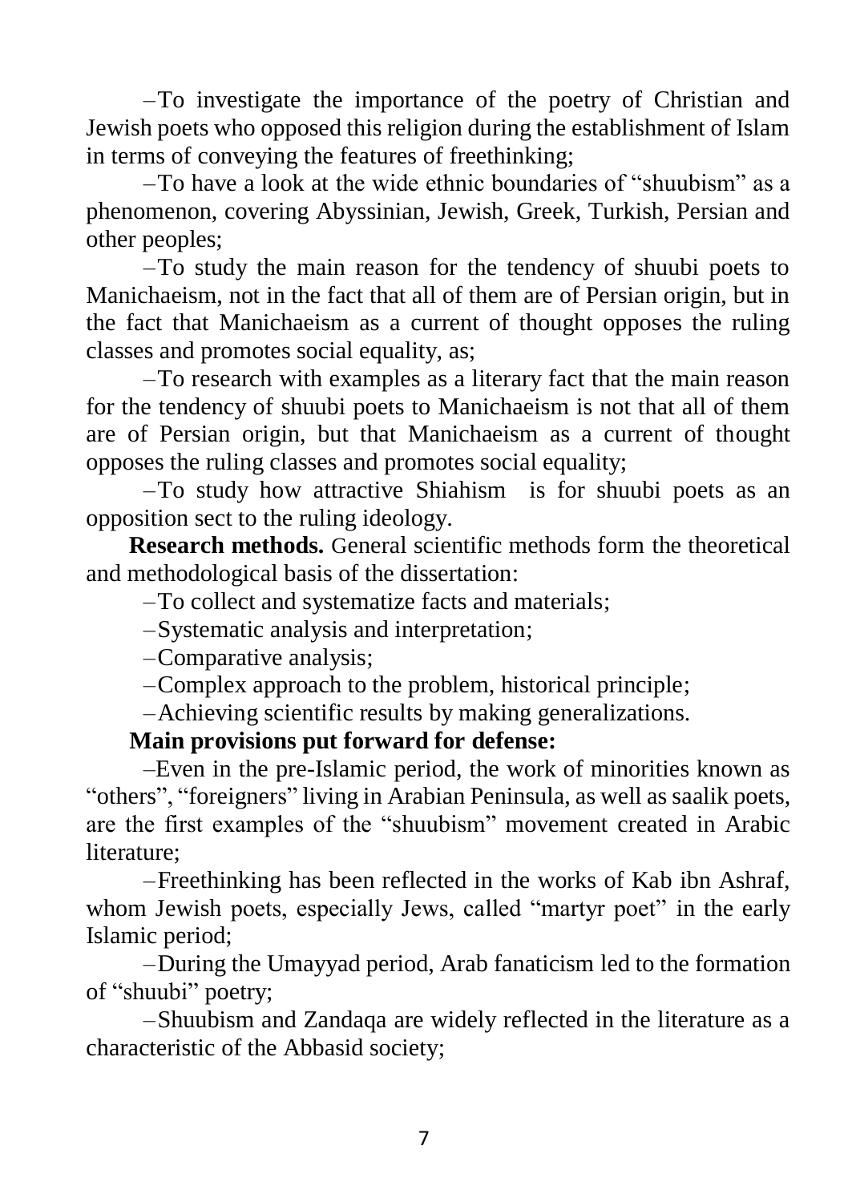–To investigate the importance of the poetry of Christian and Jewish poets who opposed this religion during the establishment of Islam in terms of conveying the features of freethinking;

–To have a look at the wide ethnic boundaries of "shuubism" as a phenomenon, covering Abyssinian, Jewish, Greek, Turkish, Persian and other peoples;

–To study the main reason for the tendency of shuubi poets to Manichaeism, not in the fact that all of them are of Persian origin, but in the fact that Manichaeism as a current of thought opposes the ruling classes and promotes social equality, as;

–To research with examples as a literary fact that the main reason for the tendency of shuubi poets to Manichaeism is not that all of them are of Persian origin, but that Manichaeism as a current of thought opposes the ruling classes and promotes social equality;

–To study how attractive Shiahism is for shuubi poets as an opposition sect to the ruling ideology.

**Research methods.** General scientific methods form the theoretical and methodological basis of the dissertation:

–To collect and systematize facts and materials;

–Systematic analysis and interpretation;

–Comparative analysis;

–Complex approach to the problem, historical principle;

–Achieving scientific results by making generalizations.

**Main provisions put forward for defense:**

–Even in the pre-Islamic period, the work of minorities known as "others", "foreigners" living in Arabian Peninsula, as well as saalik poets, are the first examples of the "shuubism" movement created in Arabic literature;

–Freethinking has been reflected in the works of Kab ibn Ashraf, whom Jewish poets, especially Jews, called "martyr poet" in the early Islamic period;

–During the Umayyad period, Arab fanaticism led to the formation of "shuubi" poetry;

–Shuubism and Zandaqa are widely reflected in the literature as a characteristic of the Abbasid society;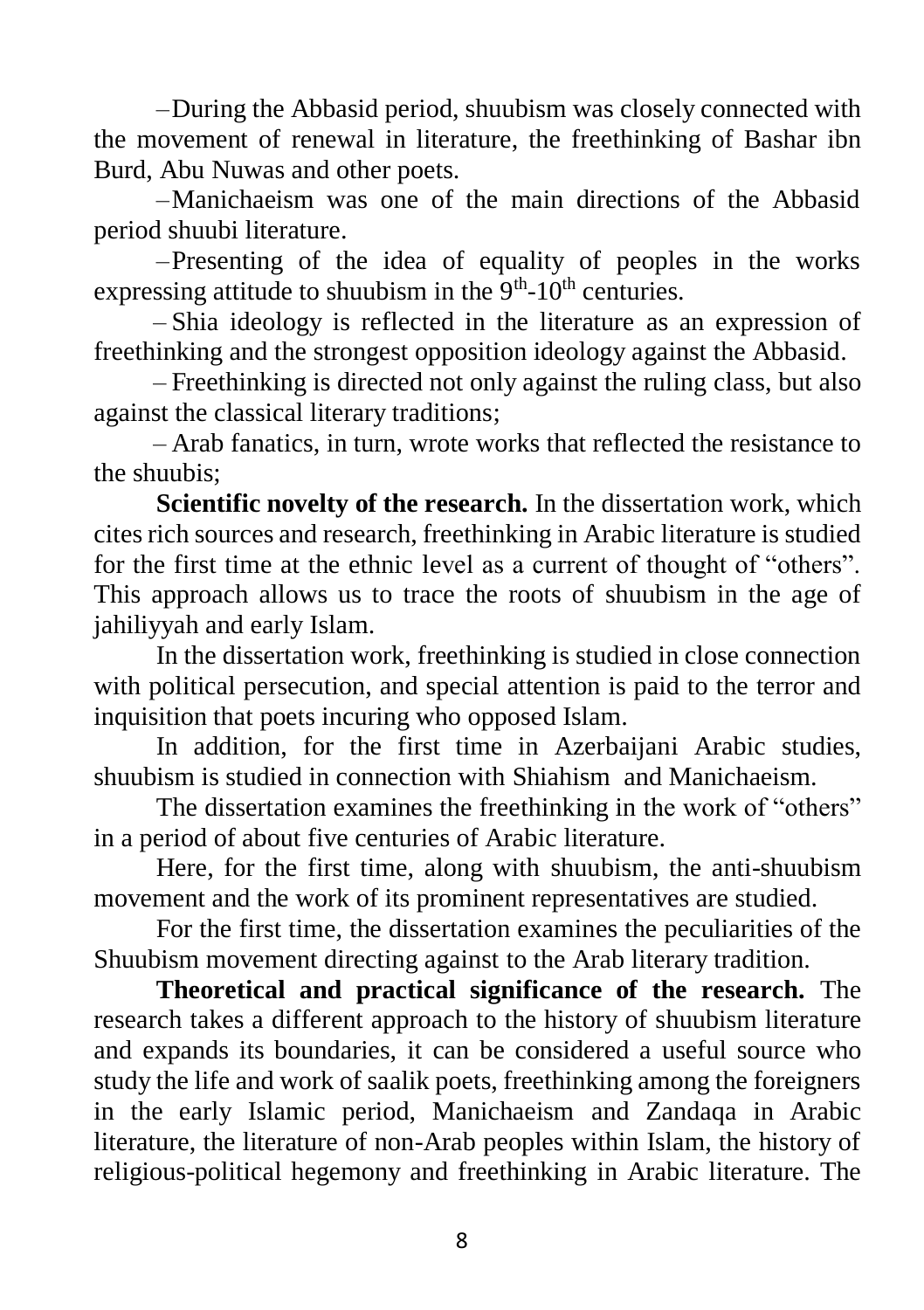– During the Abbasid period, shuubism was closely connected with the movement of renewal in literature, the freethinking of Bashar ibn Burd, Abu Nuwas and other poets.

– Manichaeism was one of the main directions of the Abbasid period shuubi literature.

– Presenting of the idea of equality of peoples in the works expressing attitude to shuubism in the 9th-10th centuries.

– Shia ideology is reflected in the literature as an expression of freethinking and the strongest opposition ideology against the Abbasid.

– Freethinking is directed not only against the ruling class, but also against the classical literary traditions;

– Arab fanatics, in turn, wrote works that reflected the resistance to the shuubis;

**Scientific novelty of the research.** In the dissertation work, which cites rich sources and research, freethinking in Arabic literature is studied for the first time at the ethnic level as a current of thought of "others". This approach allows us to trace the roots of shuubism in the age of jahiliyyah and early Islam.

In the dissertation work, freethinking is studied in close connection with political persecution, and special attention is paid to the terror and inquisition that poets incuring who opposed Islam.

In addition, for the first time in Azerbaijani Arabic studies, shuubism is studied in connection with Shiahism and Manichaeism.

The dissertation examines the freethinking in the work of "others" in a period of about five centuries of Arabic literature.

Here, for the first time, along with shuubism, the anti-shuubism movement and the work of its prominent representatives are studied.

For the first time, the dissertation examines the peculiarities of the Shuubism movement directing against to the Arab literary tradition.

**Theoretical and practical significance of the research.** The research takes a different approach to the history of shuubism literature and expands its boundaries, it can be considered a useful source who study the life and work of saalik poets, freethinking among the foreigners in the early Islamic period, Manichaeism and Zandaqa in Arabic literature, the literature of non-Arab peoples within Islam, the history of religious-political hegemony and freethinking in Arabic literature. The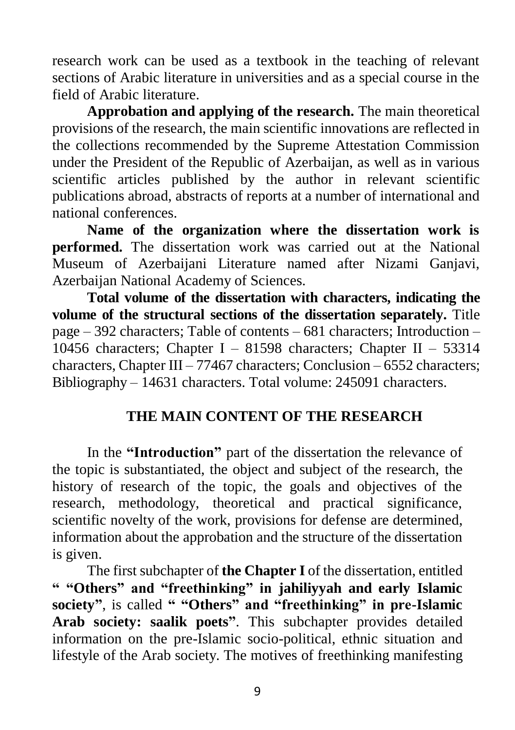research work can be used as a textbook in the teaching of relevant sections of Arabic literature in universities and as a special course in the field of Arabic literature.

**Approbation and applying of the research.** The main theoretical provisions of the research, the main scientific innovations are reflected in the collections recommended by the Supreme Attestation Commission under the President of the Republic of Azerbaijan, as well as in various scientific articles published by the author in relevant scientific publications abroad, abstracts of reports at a number of international and national conferences.

**Name of the organization where the dissertation work is performed.** The dissertation work was carried out at the National Museum of Azerbaijani Literature named after Nizami Ganjavi, Azerbaijan National Academy of Sciences.

**Total volume of the dissertation with characters, indicating the volume of the structural sections of the dissertation separately.** Title page – 392 characters; Table of contents – 681 characters; Introduction – 10456 characters; Chapter I – 81598 characters; Chapter II – 53314 characters, Chapter III – 77467 characters; Conclusion – 6552 characters; Bibliography – 14631 characters. Total volume: 245091 characters.

## THE MAIN CONTENT OF THE RESEARCH

In the **"Introduction"** part of the dissertation the relevance of the topic is substantiated, the object and subject of the research, the history of research of the topic, the goals and objectives of the research, methodology, theoretical and practical significance, scientific novelty of the work, provisions for defense are determined, information about the approbation and the structure of the dissertation is given.

The first subchapter of **the Chapter I** of the dissertation, entitled **" "Others" and "freethinking" in jahiliyyah and early Islamic society"**, is called **" "Others" and "freethinking" in pre-Islamic Arab society: saalik poets"**. This subchapter provides detailed information on the pre-Islamic socio-political, ethnic situation and lifestyle of the Arab society. The motives of freethinking manifesting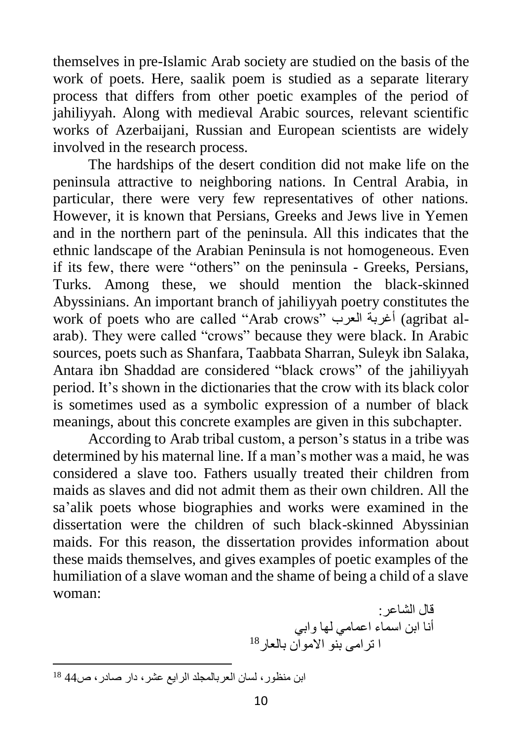themselves in pre-Islamic Arab society are studied on the basis of the work of poets. Here, saalik poem is studied as a separate literary process that differs from other poetic examples of the period of jahiliyyah. Along with medieval Arabic sources, relevant scientific works of Azerbaijani, Russian and European scientists are widely involved in the research process.

The hardships of the desert condition did not make life on the peninsula attractive to neighboring nations. In Central Arabia, in particular, there were very few representatives of other nations. However, it is known that Persians, Greeks and Jews live in Yemen and in the northern part of the peninsula. All this indicates that the ethnic landscape of the Arabian Peninsula is not homogeneous. Even if its few, there were "others" on the peninsula - Greeks, Persians, Turks. Among these, we should mention the black-skinned Abyssinians. An important branch of jahiliyyah poetry constitutes the work of poets who are called "Arab crows" أغربة العرب (agribat al-arab). They were called "crows" because they were black. In Arabic sources, poets such as Shanfara, Taabbata Sharran, Suleyk ibn Salaka, Antara ibn Shaddad are considered "black crows" of the jahiliyyah period. It's shown in the dictionaries that the crow with its black color is sometimes used as a symbolic expression of a number of black meanings, about this concrete examples are given in this subchapter.

According to Arab tribal custom, a person's status in a tribe was determined by his maternal line. If a man's mother was a maid, he was considered a slave too. Fathers usually treated their children from maids as slaves and did not admit them as their own children. All the sa'alik poets whose biographies and works were examined in the dissertation were the children of such black-skinned Abyssinian maids. For this reason, the dissertation provides information about these maids themselves, and gives examples of poetic examples of the humiliation of a slave woman and the shame of being a child of a slave woman:

قال الشاعر:
أنا ابن اسماء اعمامي لها وابي
ا ترامى بنو الاموان بالعار[18]

---

[18] ابن منظور، لسان العربالمجلد الرابع عشر، دار صادر، ص44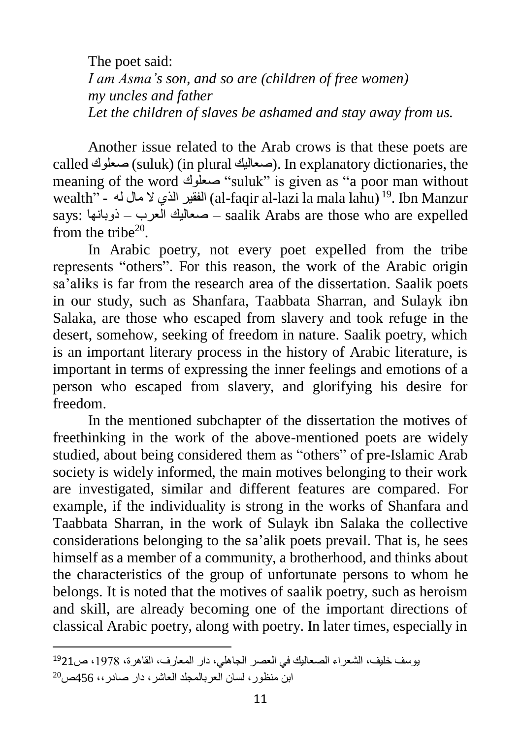The poet said:

*I am Asma's son, and so are (children of free women)*
*my uncles and father*
*Let the children of slaves be ashamed and stay away from us.*

Another issue related to the Arab crows is that these poets are called صعلوك (suluk) (in plural صعاليك). In explanatory dictionaries, the meaning of the word صعلوك "suluk" is given as "a poor man without wealth" - الفقير الذي لا مال له (al-faqir al-lazi la mala lahu)[19]. Ibn Manzur says: صعاليك العرب – ذوبانها – saalik Arabs are those who are expelled from the tribe[20].

In Arabic poetry, not every poet expelled from the tribe represents "others". For this reason, the work of the Arabic origin sa'aliks is far from the research area of the dissertation. Saalik poets in our study, such as Shanfara, Taabbata Sharran, and Sulayk ibn Salaka, are those who escaped from slavery and took refuge in the desert, somehow, seeking of freedom in nature. Saalik poetry, which is an important literary process in the history of Arabic literature, is important in terms of expressing the inner feelings and emotions of a person who escaped from slavery, and glorifying his desire for freedom.

In the mentioned subchapter of the dissertation the motives of freethinking in the work of the above-mentioned poets are widely studied, about being considered them as "others" of pre-Islamic Arab society is widely informed, the main motives belonging to their work are investigated, similar and different features are compared. For example, if the individuality is strong in the works of Shanfara and Taabbata Sharran, in the work of Sulayk ibn Salaka the collective considerations belonging to the sa'alik poets prevail. That is, he sees himself as a member of a community, a brotherhood, and thinks about the characteristics of the group of unfortunate persons to whom he belongs. It is noted that the motives of saalik poetry, such as heroism and skill, are already becoming one of the important directions of classical Arabic poetry, along with poetry. In later times, especially in

---

[19] يوسف خليف، الشعراء الصعاليك في العصر الجاهلي، دار المعارف، القاهرة، 1978، ص21

[20] ابن منظور، لسان العربالمجلد العاشر، دار صادر،، 456ص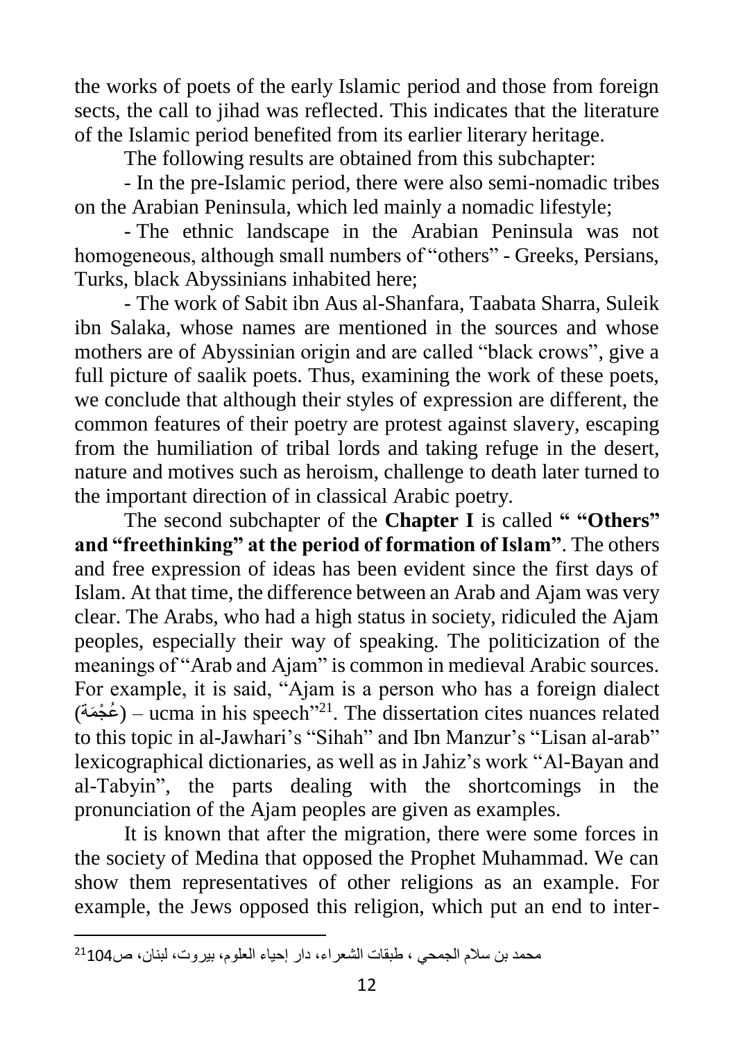the works of poets of the early Islamic period and those from foreign sects, the call to jihad was reflected. This indicates that the literature of the Islamic period benefited from its earlier literary heritage.

The following results are obtained from this subchapter:

- In the pre-Islamic period, there were also semi-nomadic tribes on the Arabian Peninsula, which led mainly a nomadic lifestyle;
- The ethnic landscape in the Arabian Peninsula was not homogeneous, although small numbers of "others" - Greeks, Persians, Turks, black Abyssinians inhabited here;
- The work of Sabit ibn Aus al-Shanfara, Taabata Sharra, Suleik ibn Salaka, whose names are mentioned in the sources and whose mothers are of Abyssinian origin and are called "black crows", give a full picture of saalik poets. Thus, examining the work of these poets, we conclude that although their styles of expression are different, the common features of their poetry are protest against slavery, escaping from the humiliation of tribal lords and taking refuge in the desert, nature and motives such as heroism, challenge to death later turned to the important direction of in classical Arabic poetry.

The second subchapter of the **Chapter I** is called **" "Others" and "freethinking" at the period of formation of Islam"**. The others and free expression of ideas has been evident since the first days of Islam. At that time, the difference between an Arab and Ajam was very clear. The Arabs, who had a high status in society, ridiculed the Ajam peoples, especially their way of speaking. The politicization of the meanings of "Arab and Ajam" is common in medieval Arabic sources. For example, it is said, "Ajam is a person who has a foreign dialect (عُجْمَة) – ucma in his speech"[21]. The dissertation cites nuances related to this topic in al-Jawhari's "Sihah" and Ibn Manzur's "Lisan al-arab" lexicographical dictionaries, as well as in Jahiz's work "Al-Bayan and al-Tabyin", the parts dealing with the shortcomings in the pronunciation of the Ajam peoples are given as examples.

It is known that after the migration, there were some forces in the society of Medina that opposed the Prophet Muhammad. We can show them representatives of other religions as an example. For example, the Jews opposed this religion, which put an end to inter-

---

[21] محمد بن سلام الجمحي ، طبقات الشعراء، دار إحياء العلوم، بيروت، لبنان، ص104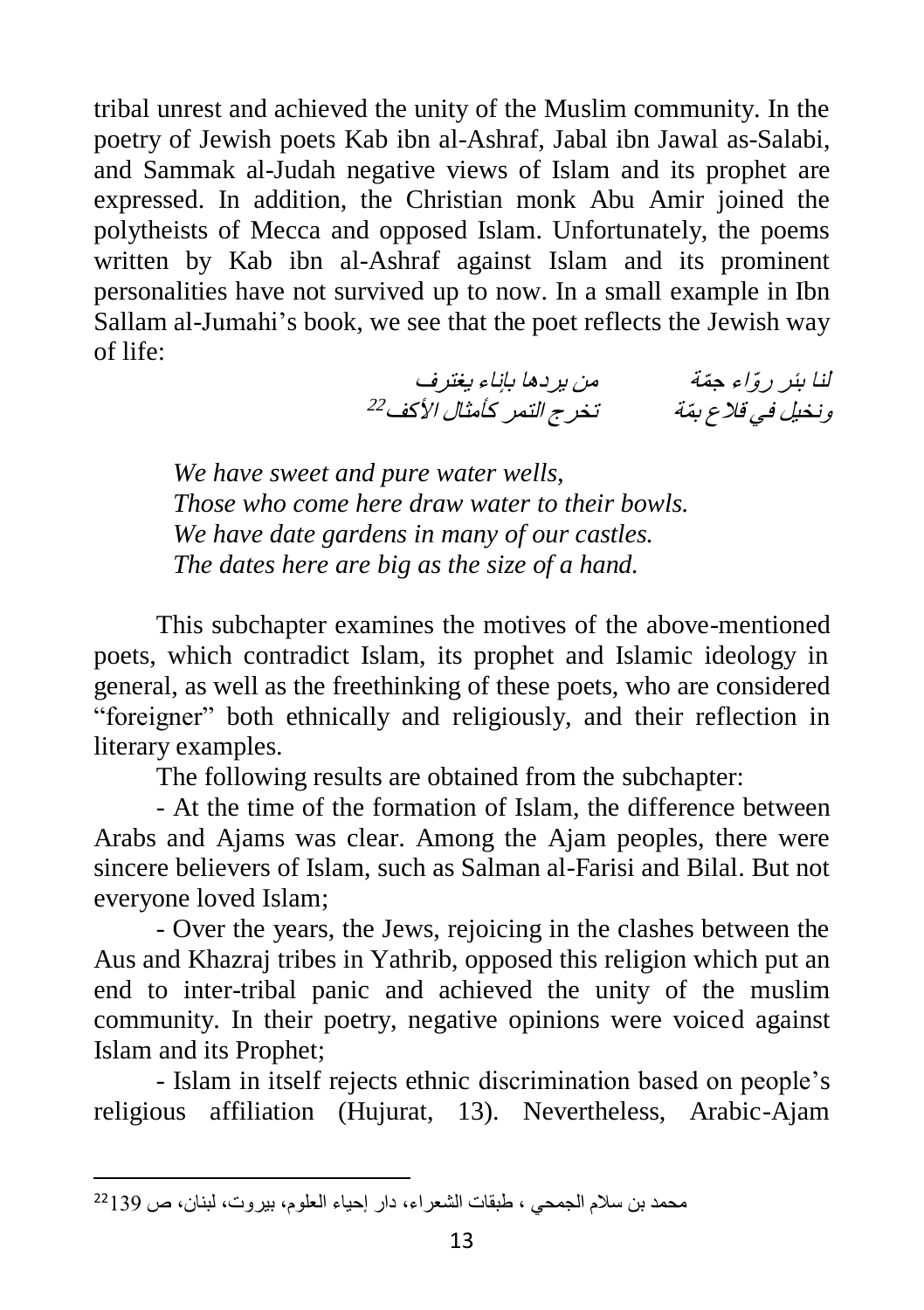tribal unrest and achieved the unity of the Muslim community. In the poetry of Jewish poets Kab ibn al-Ashraf, Jabal ibn Jawal as-Salabi, and Sammak al-Judah negative views of Islam and its prophet are expressed. In addition, the Christian monk Abu Amir joined the polytheists of Mecca and opposed Islam. Unfortunately, the poems written by Kab ibn al-Ashraf against Islam and its prominent personalities have not survived up to now. In a small example in Ibn Sallam al-Jumahi's book, we see that the poet reflects the Jewish way of life:

لنا بئر روّاء جمّة　　　　من يردها بإناء يغترف

ونخيل في قلاع بمّة　　　　تخرج التمر كأمثال الأكف[22]

*We have sweet and pure water wells,*
*Those who come here draw water to their bowls.*
*We have date gardens in many of our castles.*
*The dates here are big as the size of a hand.*

This subchapter examines the motives of the above-mentioned poets, which contradict Islam, its prophet and Islamic ideology in general, as well as the freethinking of these poets, who are considered "foreigner" both ethnically and religiously, and their reflection in literary examples.

The following results are obtained from the subchapter:

- At the time of the formation of Islam, the difference between Arabs and Ajams was clear. Among the Ajam peoples, there were sincere believers of Islam, such as Salman al-Farisi and Bilal. But not everyone loved Islam;

- Over the years, the Jews, rejoicing in the clashes between the Aus and Khazraj tribes in Yathrib, opposed this religion which put an end to inter-tribal panic and achieved the unity of the muslim community. In their poetry, negative opinions were voiced against Islam and its Prophet;

- Islam in itself rejects ethnic discrimination based on people's religious affiliation (Hujurat, 13). Nevertheless, Arabic-Ajam

---

[22] محمد بن سلام الجمحي ، طبقات الشعراء، دار إحياء العلوم، بيروت، لبنان، ص 139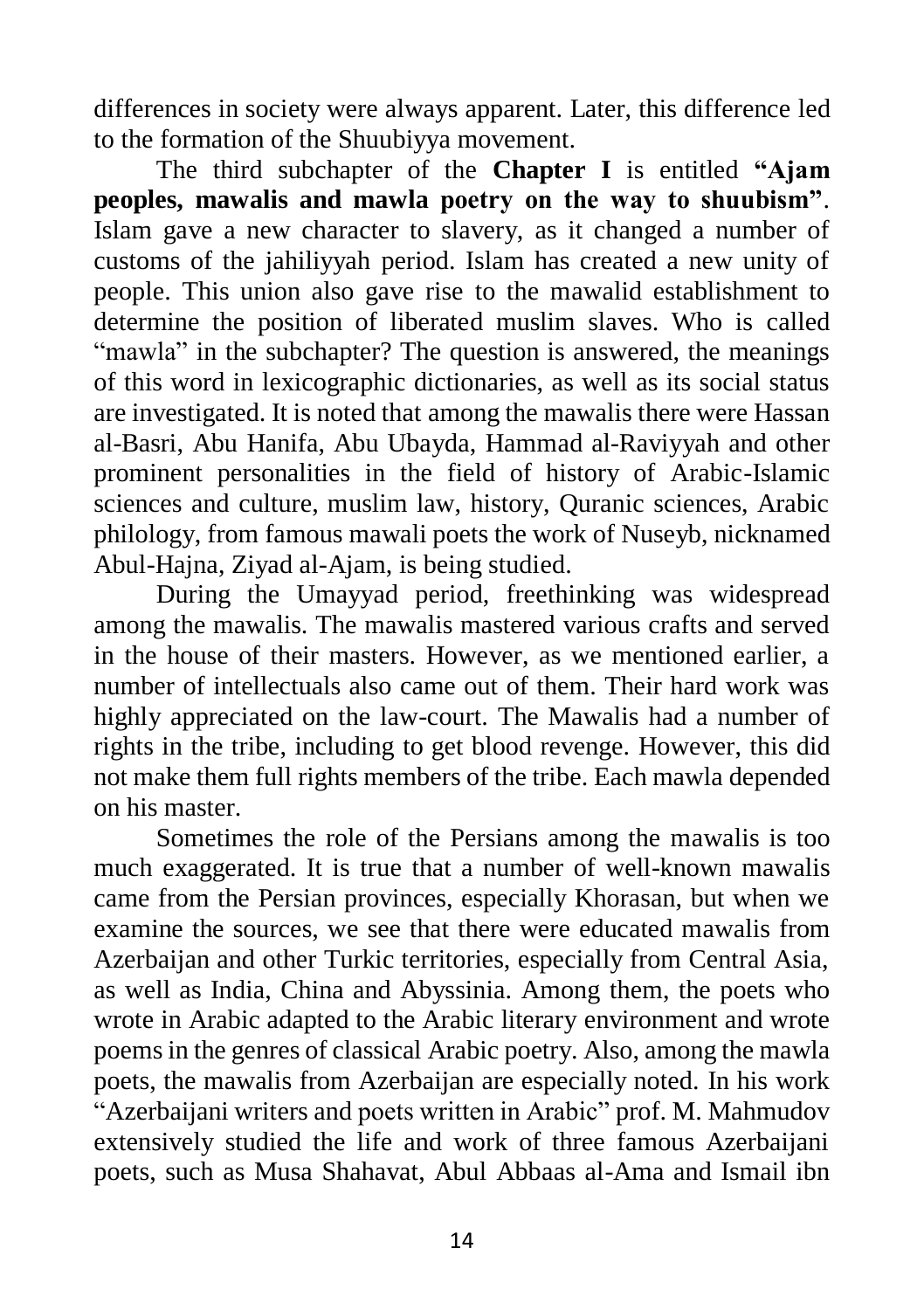differences in society were always apparent. Later, this difference led to the formation of the Shuubiyya movement.

The third subchapter of the **Chapter I** is entitled **"Ajam peoples, mawalis and mawla poetry on the way to shuubism"**. Islam gave a new character to slavery, as it changed a number of customs of the jahiliyyah period. Islam has created a new unity of people. This union also gave rise to the mawalid establishment to determine the position of liberated muslim slaves. Who is called "mawla" in the subchapter? The question is answered, the meanings of this word in lexicographic dictionaries, as well as its social status are investigated. It is noted that among the mawalis there were Hassan al-Basri, Abu Hanifa, Abu Ubayda, Hammad al-Raviyyah and other prominent personalities in the field of history of Arabic-Islamic sciences and culture, muslim law, history, Quranic sciences, Arabic philology, from famous mawali poets the work of Nuseyb, nicknamed Abul-Hajna, Ziyad al-Ajam, is being studied.

During the Umayyad period, freethinking was widespread among the mawalis. The mawalis mastered various crafts and served in the house of their masters. However, as we mentioned earlier, a number of intellectuals also came out of them. Their hard work was highly appreciated on the law-court. The Mawalis had a number of rights in the tribe, including to get blood revenge. However, this did not make them full rights members of the tribe. Each mawla depended on his master.

Sometimes the role of the Persians among the mawalis is too much exaggerated. It is true that a number of well-known mawalis came from the Persian provinces, especially Khorasan, but when we examine the sources, we see that there were educated mawalis from Azerbaijan and other Turkic territories, especially from Central Asia, as well as India, China and Abyssinia. Among them, the poets who wrote in Arabic adapted to the Arabic literary environment and wrote poems in the genres of classical Arabic poetry. Also, among the mawla poets, the mawalis from Azerbaijan are especially noted. In his work "Azerbaijani writers and poets written in Arabic" prof. M. Mahmudov extensively studied the life and work of three famous Azerbaijani poets, such as Musa Shahavat, Abul Abbaas al-Ama and Ismail ibn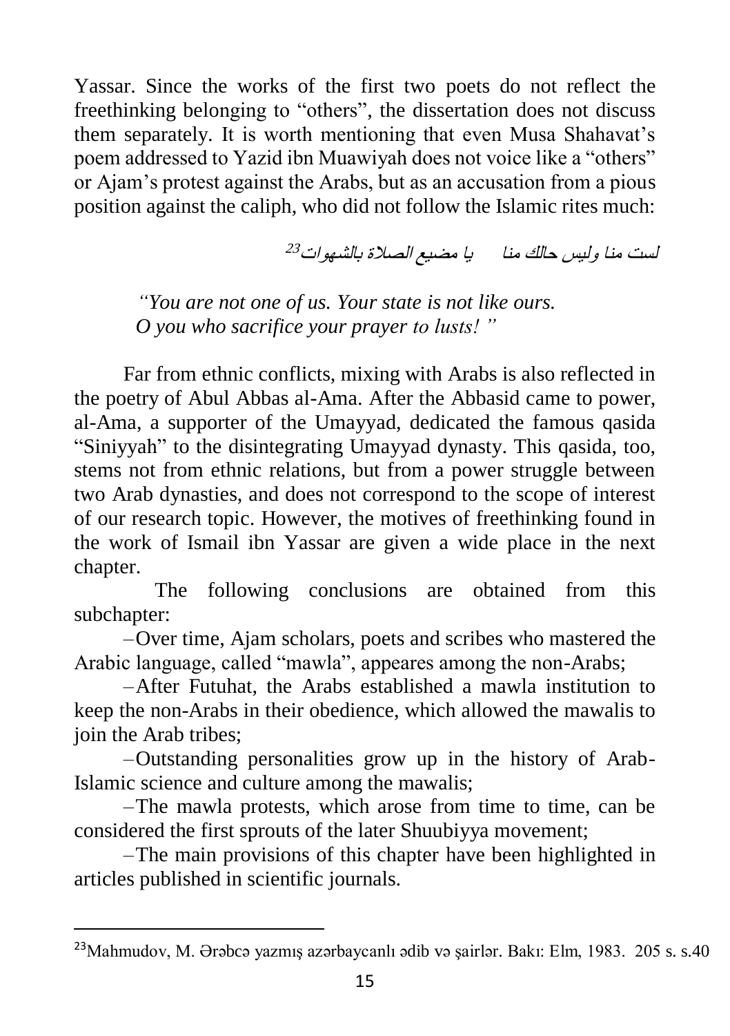Yassar. Since the works of the first two poets do not reflect the freethinking belonging to "others", the dissertation does not discuss them separately. It is worth mentioning that even Musa Shahavat's poem addressed to Yazid ibn Muawiyah does not voice like a "others" or Ajam's protest against the Arabs, but as an accusation from a pious position against the caliph, who did not follow the Islamic rites much:

لست منا وليس حالك منا يا مضيع الصلاة بالشهوات[23]

> *"You are not one of us. Your state is not like ours.*
> *O you who sacrifice your prayer to lusts! "*

Far from ethnic conflicts, mixing with Arabs is also reflected in the poetry of Abul Abbas al-Ama. After the Abbasid came to power, al-Ama, a supporter of the Umayyad, dedicated the famous qasida "Siniyyah" to the disintegrating Umayyad dynasty. This qasida, too, stems not from ethnic relations, but from a power struggle between two Arab dynasties, and does not correspond to the scope of interest of our research topic. However, the motives of freethinking found in the work of Ismail ibn Yassar are given a wide place in the next chapter.

The following conclusions are obtained from this subchapter:

– Over time, Ajam scholars, poets and scribes who mastered the Arabic language, called "mawla", appeares among the non-Arabs;

– After Futuhat, the Arabs established a mawla institution to keep the non-Arabs in their obedience, which allowed the mawalis to join the Arab tribes;

– Outstanding personalities grow up in the history of Arab-Islamic science and culture among the mawalis;

– The mawla protests, which arose from time to time, can be considered the first sprouts of the later Shuubiyya movement;

– The main provisions of this chapter have been highlighted in articles published in scientific journals.

---

[23] Mahmudov, M. Ərəbcə yazmış azərbaycanlı ədib və şairlər. Bakı: Elm, 1983. 205 s. s.40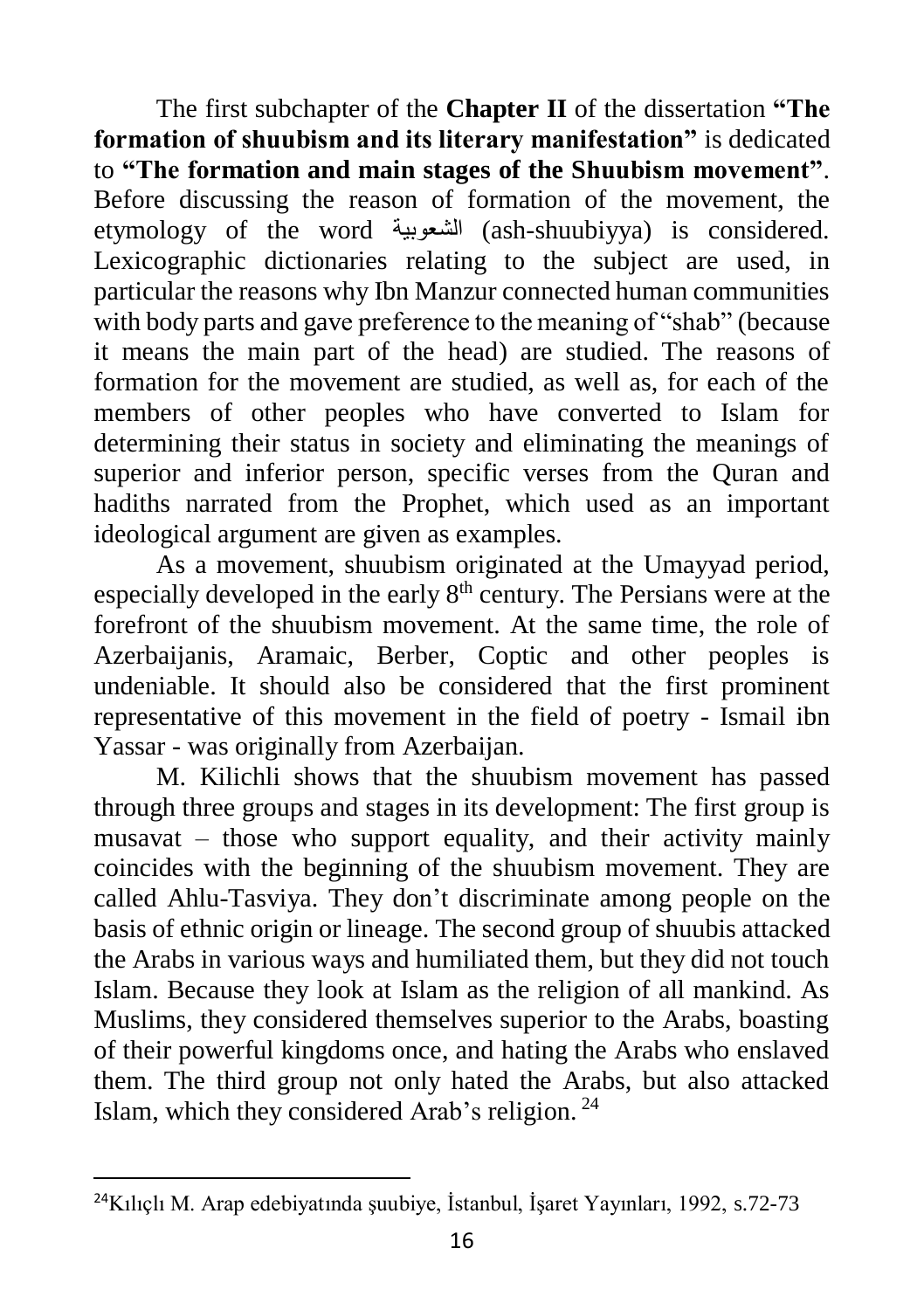The first subchapter of the **Chapter II** of the dissertation **"The formation of shuubism and its literary manifestation"** is dedicated to **"The formation and main stages of the Shuubism movement"**. Before discussing the reason of formation of the movement, the etymology of the word الشعوبية (ash-shuubiyya) is considered. Lexicographic dictionaries relating to the subject are used, in particular the reasons why Ibn Manzur connected human communities with body parts and gave preference to the meaning of "shab" (because it means the main part of the head) are studied. The reasons of formation for the movement are studied, as well as, for each of the members of other peoples who have converted to Islam for determining their status in society and eliminating the meanings of superior and inferior person, specific verses from the Quran and hadiths narrated from the Prophet, which used as an important ideological argument are given as examples.

As a movement, shuubism originated at the Umayyad period, especially developed in the early $8^{th}$ century. The Persians were at the forefront of the shuubism movement. At the same time, the role of Azerbaijanis, Aramaic, Berber, Coptic and other peoples is undeniable. It should also be considered that the first prominent representative of this movement in the field of poetry - Ismail ibn Yassar - was originally from Azerbaijan.

M. Kilichli shows that the shuubism movement has passed through three groups and stages in its development: The first group is musavat – those who support equality, and their activity mainly coincides with the beginning of the shuubism movement. They are called Ahlu-Tasviya. They don't discriminate among people on the basis of ethnic origin or lineage. The second group of shuubis attacked the Arabs in various ways and humiliated them, but they did not touch Islam. Because they look at Islam as the religion of all mankind. As Muslims, they considered themselves superior to the Arabs, boasting of their powerful kingdoms once, and hating the Arabs who enslaved them. The third group not only hated the Arabs, but also attacked Islam, which they considered Arab's religion. [24]

---

[24] Kılıçlı M. Arap edebiyatında şuubiye, İstanbul, İşaret Yayınları, 1992, s.72-73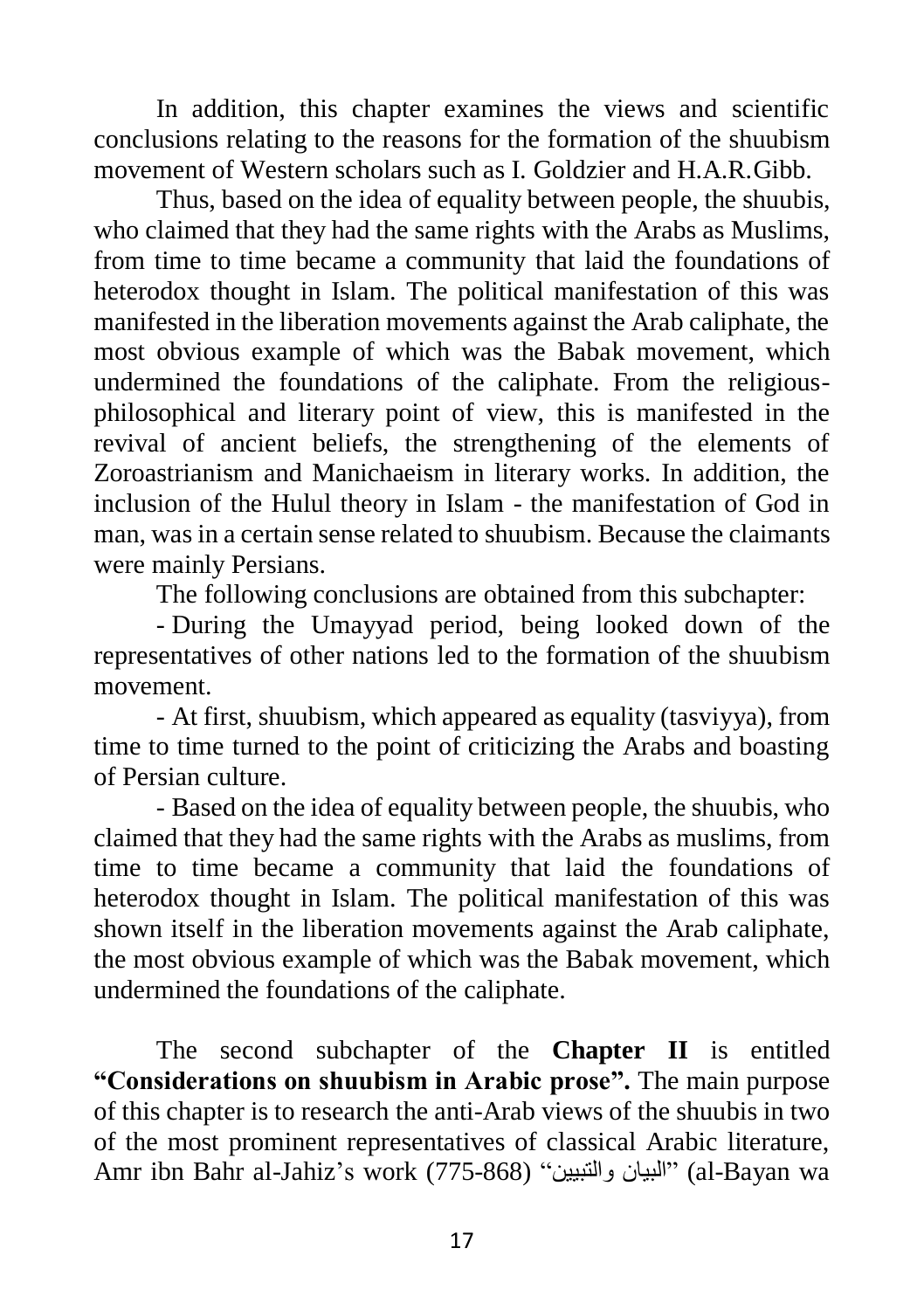In addition, this chapter examines the views and scientific conclusions relating to the reasons for the formation of the shuubism movement of Western scholars such as I. Goldzier and H.A.R.Gibb.

Thus, based on the idea of equality between people, the shuubis, who claimed that they had the same rights with the Arabs as Muslims, from time to time became a community that laid the foundations of heterodox thought in Islam. The political manifestation of this was manifested in the liberation movements against the Arab caliphate, the most obvious example of which was the Babak movement, which undermined the foundations of the caliphate. From the religious-philosophical and literary point of view, this is manifested in the revival of ancient beliefs, the strengthening of the elements of Zoroastrianism and Manichaeism in literary works. In addition, the inclusion of the Hulul theory in Islam - the manifestation of God in man, was in a certain sense related to shuubism. Because the claimants were mainly Persians.

The following conclusions are obtained from this subchapter:

- During the Umayyad period, being looked down of the representatives of other nations led to the formation of the shuubism movement.
- At first, shuubism, which appeared as equality (tasviyya), from time to time turned to the point of criticizing the Arabs and boasting of Persian culture.
- Based on the idea of equality between people, the shuubis, who claimed that they had the same rights with the Arabs as muslims, from time to time became a community that laid the foundations of heterodox thought in Islam. The political manifestation of this was shown itself in the liberation movements against the Arab caliphate, the most obvious example of which was the Babak movement, which undermined the foundations of the caliphate.

The second subchapter of the **Chapter II** is entitled **"Considerations on shuubism in Arabic prose".** The main purpose of this chapter is to research the anti-Arab views of the shuubis in two of the most prominent representatives of classical Arabic literature, Amr ibn Bahr al-Jahiz's work (775-868) "البيان والتبيين" (al-Bayan wa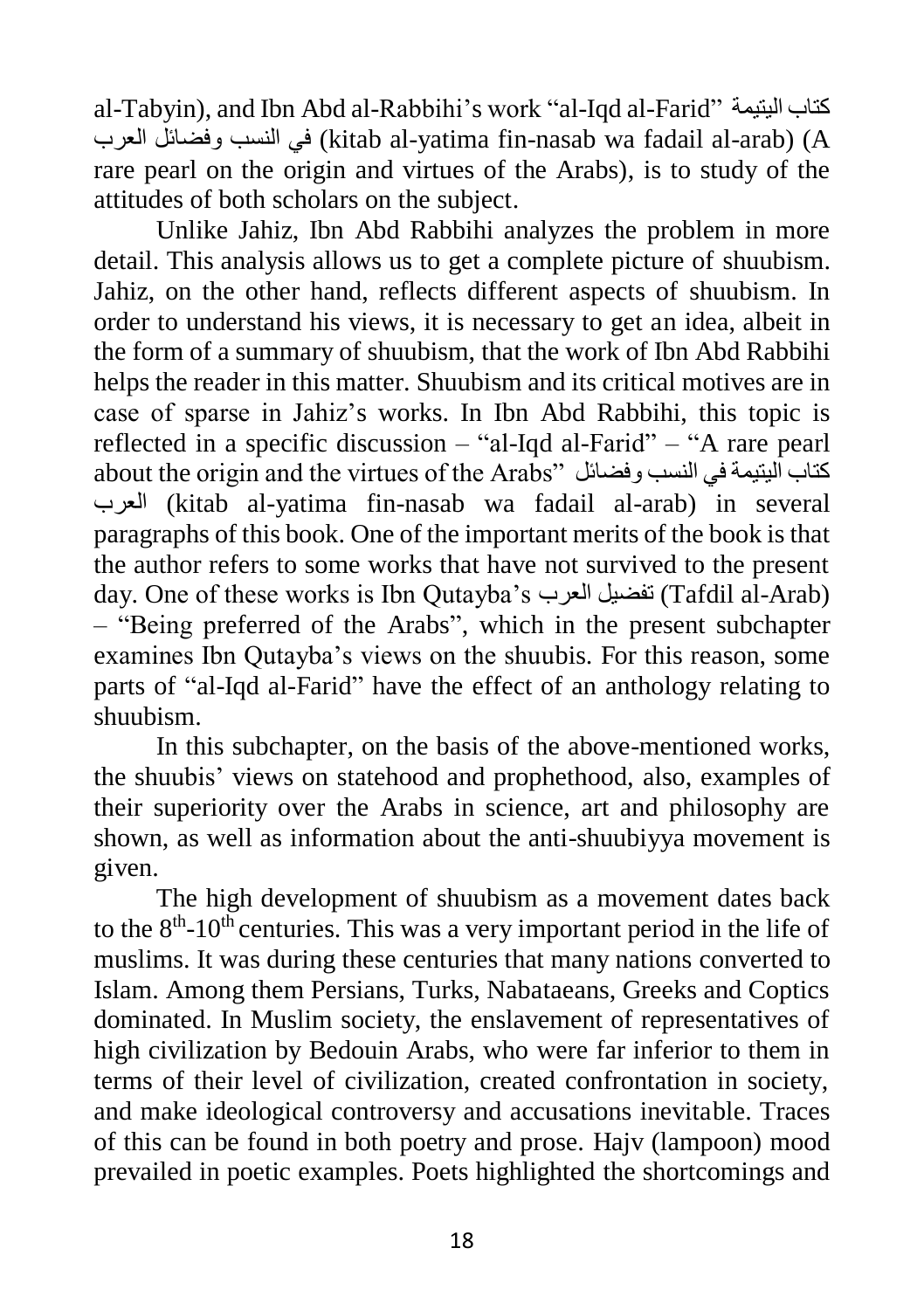al-Tabyin), and Ibn Abd al-Rabbihi's work "al-Iqd al-Farid" كتاب اليتيمة في النسب وفضائل العرب (kitab al-yatima fin-nasab wa fadail al-arab) (A rare pearl on the origin and virtues of the Arabs), is to study of the attitudes of both scholars on the subject.

Unlike Jahiz, Ibn Abd Rabbihi analyzes the problem in more detail. This analysis allows us to get a complete picture of shuubism. Jahiz, on the other hand, reflects different aspects of shuubism. In order to understand his views, it is necessary to get an idea, albeit in the form of a summary of shuubism, that the work of Ibn Abd Rabbihi helps the reader in this matter. Shuubism and its critical motives are in case of sparse in Jahiz's works. In Ibn Abd Rabbihi, this topic is reflected in a specific discussion – "al-Iqd al-Farid" – "A rare pearl about the origin and the virtues of the Arabs" كتاب اليتيمة في النسب وفضائل العرب (kitab al-yatima fin-nasab wa fadail al-arab) in several paragraphs of this book. One of the important merits of the book is that the author refers to some works that have not survived to the present day. One of these works is Ibn Qutayba's تفضيل العرب (Tafdil al-Arab) – "Being preferred of the Arabs", which in the present subchapter examines Ibn Qutayba's views on the shuubis. For this reason, some parts of "al-Iqd al-Farid" have the effect of an anthology relating to shuubism.

In this subchapter, on the basis of the above-mentioned works, the shuubis' views on statehood and prophethood, also, examples of their superiority over the Arabs in science, art and philosophy are shown, as well as information about the anti-shuubiyya movement is given.

The high development of shuubism as a movement dates back to the 8th-10th centuries. This was a very important period in the life of muslims. It was during these centuries that many nations converted to Islam. Among them Persians, Turks, Nabataeans, Greeks and Coptics dominated. In Muslim society, the enslavement of representatives of high civilization by Bedouin Arabs, who were far inferior to them in terms of their level of civilization, created confrontation in society, and make ideological controversy and accusations inevitable. Traces of this can be found in both poetry and prose. Hajv (lampoon) mood prevailed in poetic examples. Poets highlighted the shortcomings and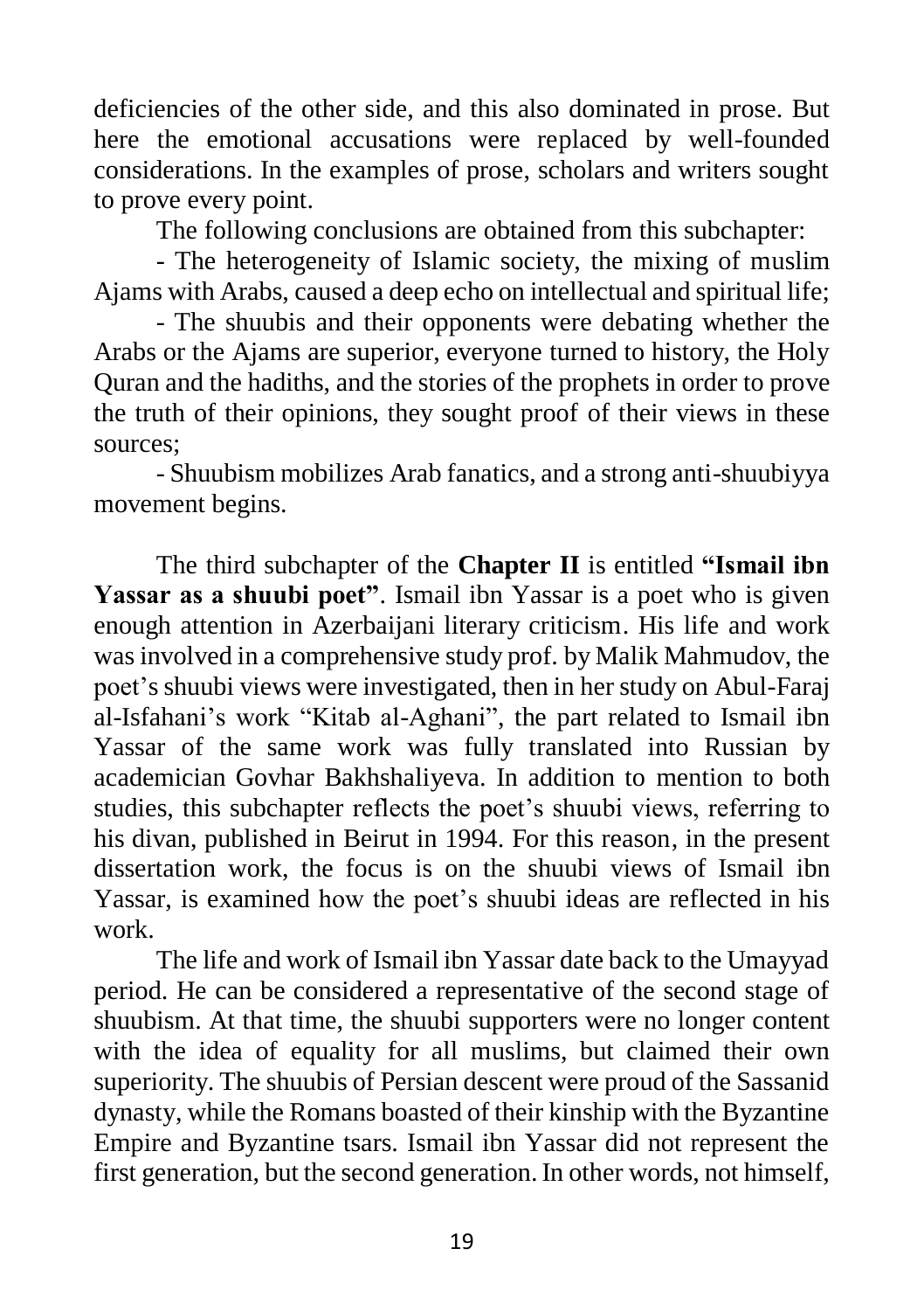deficiencies of the other side, and this also dominated in prose. But here the emotional accusations were replaced by well-founded considerations. In the examples of prose, scholars and writers sought to prove every point.

The following conclusions are obtained from this subchapter:

- The heterogeneity of Islamic society, the mixing of muslim Ajams with Arabs, caused a deep echo on intellectual and spiritual life;
- The shuubis and their opponents were debating whether the Arabs or the Ajams are superior, everyone turned to history, the Holy Quran and the hadiths, and the stories of the prophets in order to prove the truth of their opinions, they sought proof of their views in these sources;
- Shuubism mobilizes Arab fanatics, and a strong anti-shuubiyya movement begins.

The third subchapter of the **Chapter II** is entitled **"Ismail ibn Yassar as a shuubi poet"**. Ismail ibn Yassar is a poet who is given enough attention in Azerbaijani literary criticism. His life and work was involved in a comprehensive study prof. by Malik Mahmudov, the poet's shuubi views were investigated, then in her study on Abul-Faraj al-Isfahani's work "Kitab al-Aghani", the part related to Ismail ibn Yassar of the same work was fully translated into Russian by academician Govhar Bakhshaliyeva. In addition to mention to both studies, this subchapter reflects the poet's shuubi views, referring to his divan, published in Beirut in 1994. For this reason, in the present dissertation work, the focus is on the shuubi views of Ismail ibn Yassar, is examined how the poet's shuubi ideas are reflected in his work.

The life and work of Ismail ibn Yassar date back to the Umayyad period. He can be considered a representative of the second stage of shuubism. At that time, the shuubi supporters were no longer content with the idea of equality for all muslims, but claimed their own superiority. The shuubis of Persian descent were proud of the Sassanid dynasty, while the Romans boasted of their kinship with the Byzantine Empire and Byzantine tsars. Ismail ibn Yassar did not represent the first generation, but the second generation. In other words, not himself,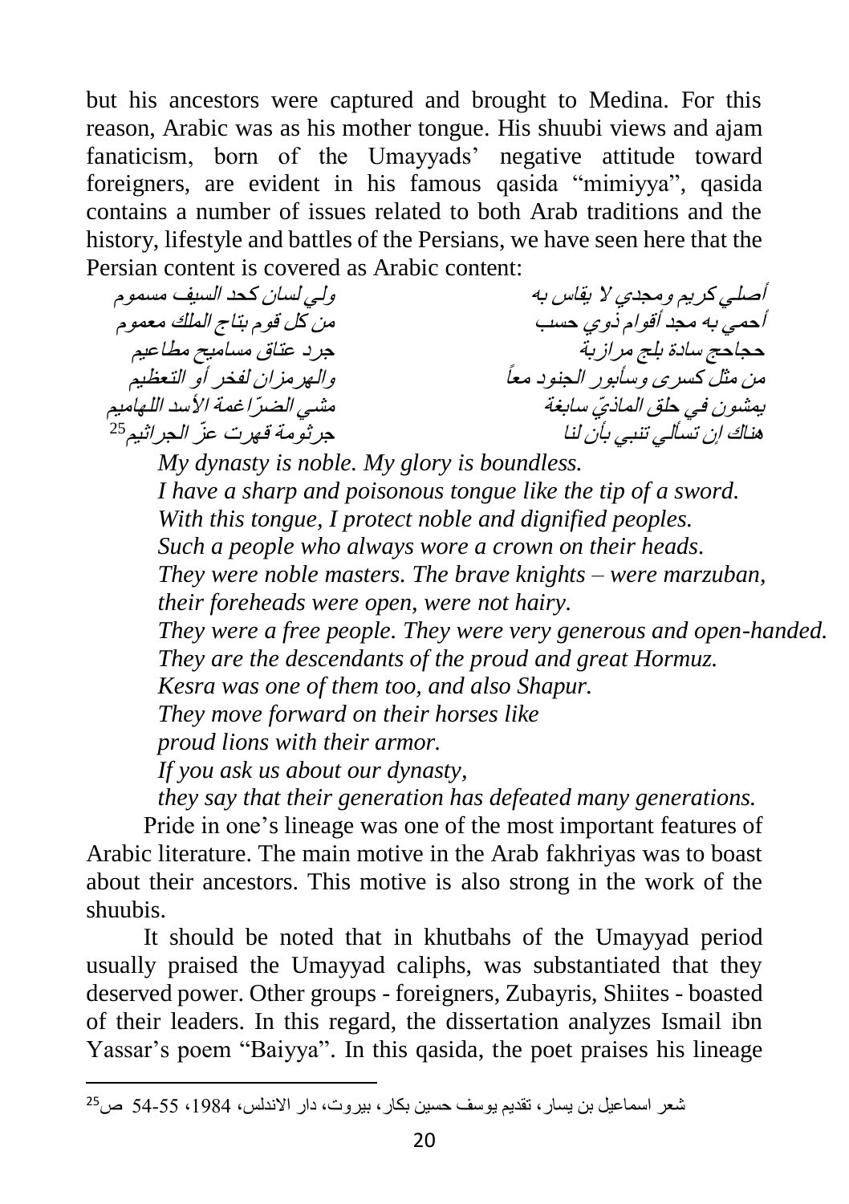but his ancestors were captured and brought to Medina. For this reason, Arabic was as his mother tongue. His shuubi views and ajam fanaticism, born of the Umayyads' negative attitude toward foreigners, are evident in his famous qasida "mimiyya", qasida contains a number of issues related to both Arab traditions and the history, lifestyle and battles of the Persians, we have seen here that the Persian content is covered as Arabic content:

أصلي كريم ومجدي لا يقاس به ولي لسان كحد السيف مسموم
أحمي به مجد أقوام ذوي حسب من كل قوم بتاج الملك معموم
حجاحج سادة بلج مرازبة جرد عتاق مساميح مطاعيم
من مثل كسرى وسابور الجنود معاً والهرمزان لفخر أو التعظيم
يمشون في حلق الماذيّ سابغة مشي الضرّاغمة الأسد اللهاميم
هناك إن تسألي تنبي بأن لنا جرثومة قهرت عزّ الجراثيم[25]

*My dynasty is noble. My glory is boundless.*
*I have a sharp and poisonous tongue like the tip of a sword.*
*With this tongue, I protect noble and dignified peoples.*
*Such a people who always wore a crown on their heads.*
*They were noble masters. The brave knights – were marzuban,*
*their foreheads were open, were not hairy.*
*They were a free people. They were very generous and open-handed.*
*They are the descendants of the proud and great Hormuz.*
*Kesra was one of them too, and also Shapur.*
*They move forward on their horses like*
*proud lions with their armor.*
*If you ask us about our dynasty,*
*they say that their generation has defeated many generations.*

Pride in one's lineage was one of the most important features of Arabic literature. The main motive in the Arab fakhriyas was to boast about their ancestors. This motive is also strong in the work of the shuubis.

It should be noted that in khutbahs of the Umayyad period usually praised the Umayyad caliphs, was substantiated that they deserved power. Other groups - foreigners, Zubayris, Shiites - boasted of their leaders. In this regard, the dissertation analyzes Ismail ibn Yassar's poem "Baiyya". In this qasida, the poet praises his lineage

---

[25] شعر اسماعيل بن يسار، تقديم يوسف حسين بكار، بيروت، دار الاندلس، 1984، 55-54 ص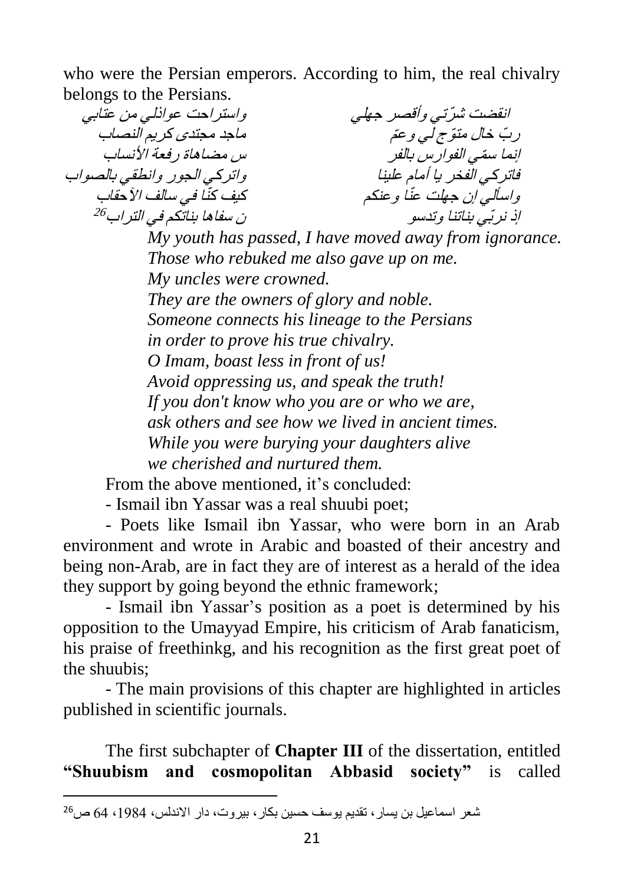who were the Persian emperors. According to him, the real chivalry belongs to the Persians.

انقضت شرّتي وأقصر جهلي    واستراحت عواذلي من عتابي
ربّ خالٍ متوّج لي وعمّ    ماجد مجتدى كريم النصاب
إنما سمّي الفوارس بالفر    س مضاهاة رفعة الأنساب
فاتركي الفخر يا أمام علينا    واتركي الجور وانطقي بالصواب
واسألي إن جهلت عنّا وعنكم    كيف كنّا في سالف الأحقاب
إذ نربّي بناتنا وتدسو    ن سفاها بناتكم في التراب[26]

*My youth has passed, I have moved away from ignorance.*
*Those who rebuked me also gave up on me.*
*My uncles were crowned.*
*They are the owners of glory and noble.*
*Someone connects his lineage to the Persians*
*in order to prove his true chivalry.*
*O Imam, boast less in front of us!*
*Avoid oppressing us, and speak the truth!*
*If you don't know who you are or who we are,*
*ask others and see how we lived in ancient times.*
*While you were burying your daughters alive*
*we cherished and nurtured them.*

From the above mentioned, it's concluded:

- Ismail ibn Yassar was a real shuubi poet;

- Poets like Ismail ibn Yassar, who were born in an Arab environment and wrote in Arabic and boasted of their ancestry and being non-Arab, are in fact they are of interest as a herald of the idea they support by going beyond the ethnic framework;

- Ismail ibn Yassar's position as a poet is determined by his opposition to the Umayyad Empire, his criticism of Arab fanaticism, his praise of freethinkg, and his recognition as the first great poet of the shuubis;

- The main provisions of this chapter are highlighted in articles published in scientific journals.

The first subchapter of **Chapter III** of the dissertation, entitled **"Shuubism and cosmopolitan Abbasid society"** is called

---

[26] شعر اسماعيل بن يسار، تقديم يوسف حسين بكار، بيروت، دار الاندلس، 1984، 64 ص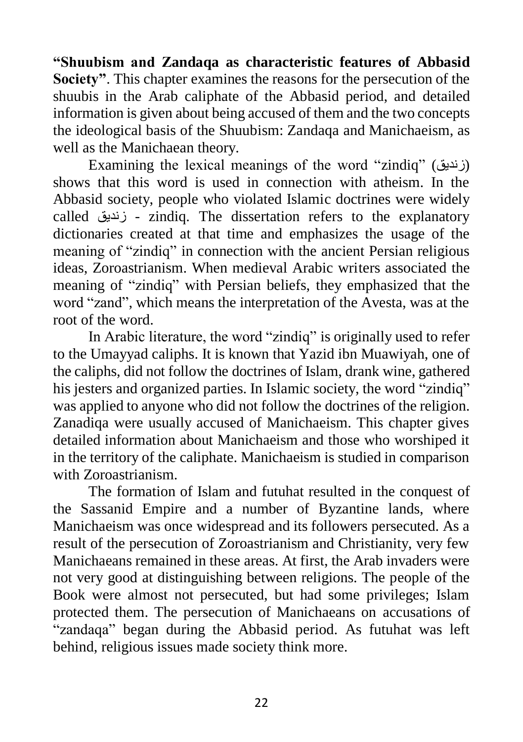**“Shuubism and Zandaqa as characteristic features of Abbasid Society”**. This chapter examines the reasons for the persecution of the shuubis in the Arab caliphate of the Abbasid period, and detailed information is given about being accused of them and the two concepts the ideological basis of the Shuubism: Zandaqa and Manichaeism, as well as the Manichaean theory.

Examining the lexical meanings of the word “zindiq” (زنديق) shows that this word is used in connection with atheism. In the Abbasid society, people who violated Islamic doctrines were widely called زنديق - zindiq. The dissertation refers to the explanatory dictionaries created at that time and emphasizes the usage of the meaning of “zindiq” in connection with the ancient Persian religious ideas, Zoroastrianism. When medieval Arabic writers associated the meaning of “zindiq” with Persian beliefs, they emphasized that the word “zand”, which means the interpretation of the Avesta, was at the root of the word.

In Arabic literature, the word “zindiq” is originally used to refer to the Umayyad caliphs. It is known that Yazid ibn Muawiyah, one of the caliphs, did not follow the doctrines of Islam, drank wine, gathered his jesters and organized parties. In Islamic society, the word “zindiq” was applied to anyone who did not follow the doctrines of the religion. Zanadiqa were usually accused of Manichaeism. This chapter gives detailed information about Manichaeism and those who worshiped it in the territory of the caliphate. Manichaeism is studied in comparison with Zoroastrianism.

The formation of Islam and futuhat resulted in the conquest of the Sassanid Empire and a number of Byzantine lands, where Manichaeism was once widespread and its followers persecuted. As a result of the persecution of Zoroastrianism and Christianity, very few Manichaeans remained in these areas. At first, the Arab invaders were not very good at distinguishing between religions. The people of the Book were almost not persecuted, but had some privileges; Islam protected them. The persecution of Manichaeans on accusations of “zandaqa” began during the Abbasid period. As futuhat was left behind, religious issues made society think more.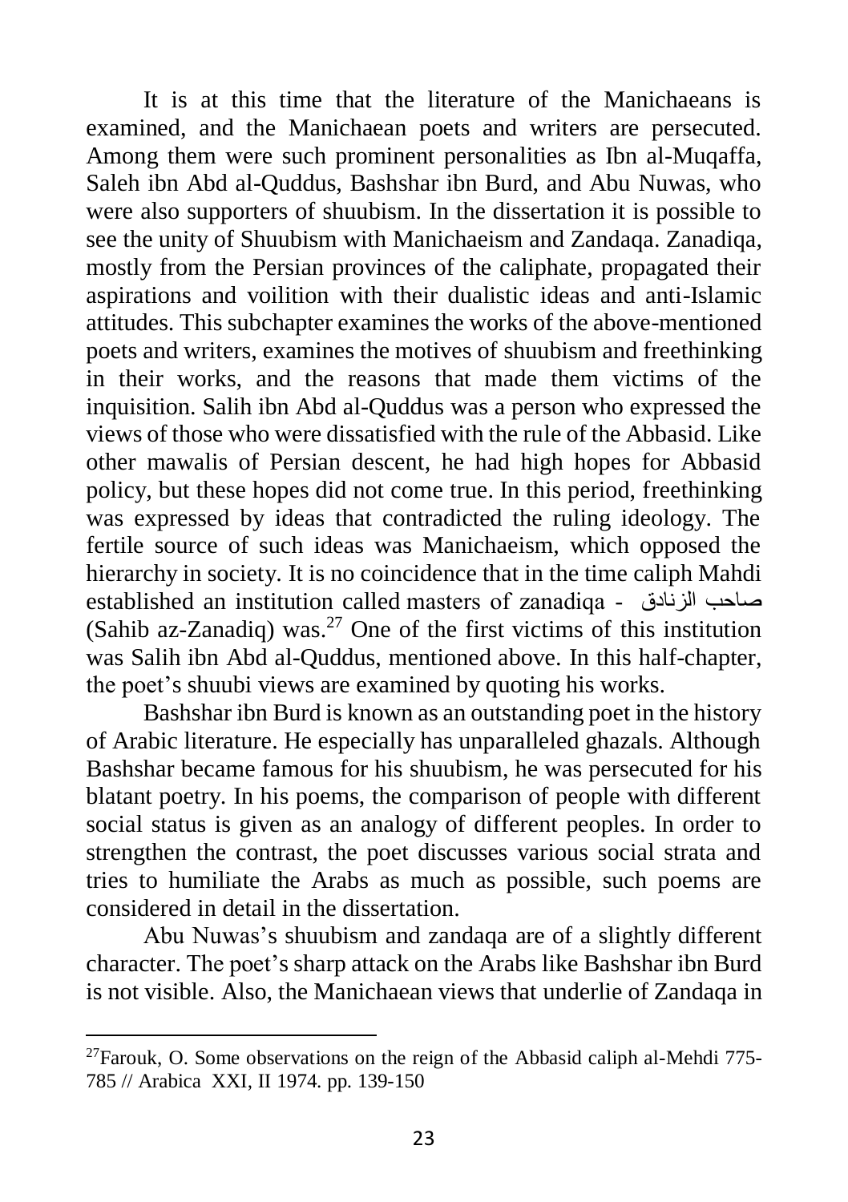It is at this time that the literature of the Manichaeans is examined, and the Manichaean poets and writers are persecuted. Among them were such prominent personalities as Ibn al-Muqaffa, Saleh ibn Abd al-Quddus, Bashshar ibn Burd, and Abu Nuwas, who were also supporters of shuubism. In the dissertation it is possible to see the unity of Shuubism with Manichaeism and Zandaqa. Zanadiqa, mostly from the Persian provinces of the caliphate, propagated their aspirations and voilition with their dualistic ideas and anti-Islamic attitudes. This subchapter examines the works of the above-mentioned poets and writers, examines the motives of shuubism and freethinking in their works, and the reasons that made them victims of the inquisition. Salih ibn Abd al-Quddus was a person who expressed the views of those who were dissatisfied with the rule of the Abbasid. Like other mawalis of Persian descent, he had high hopes for Abbasid policy, but these hopes did not come true. In this period, freethinking was expressed by ideas that contradicted the ruling ideology. The fertile source of such ideas was Manichaeism, which opposed the hierarchy in society. It is no coincidence that in the time caliph Mahdi established an institution called masters of zanadiqa - صاحب الزنادق (Sahib az-Zanadiq) was.[27] One of the first victims of this institution was Salih ibn Abd al-Quddus, mentioned above. In this half-chapter, the poet's shuubi views are examined by quoting his works.

Bashshar ibn Burd is known as an outstanding poet in the history of Arabic literature. He especially has unparalleled ghazals. Although Bashshar became famous for his shuubism, he was persecuted for his blatant poetry. In his poems, the comparison of people with different social status is given as an analogy of different peoples. In order to strengthen the contrast, the poet discusses various social strata and tries to humiliate the Arabs as much as possible, such poems are considered in detail in the dissertation.

Abu Nuwas's shuubism and zandaqa are of a slightly different character. The poet's sharp attack on the Arabs like Bashshar ibn Burd is not visible. Also, the Manichaean views that underlie of Zandaqa in

---

[27]Farouk, O. Some observations on the reign of the Abbasid caliph al-Mehdi 775-785 // Arabica XXI, II 1974. pp. 139-150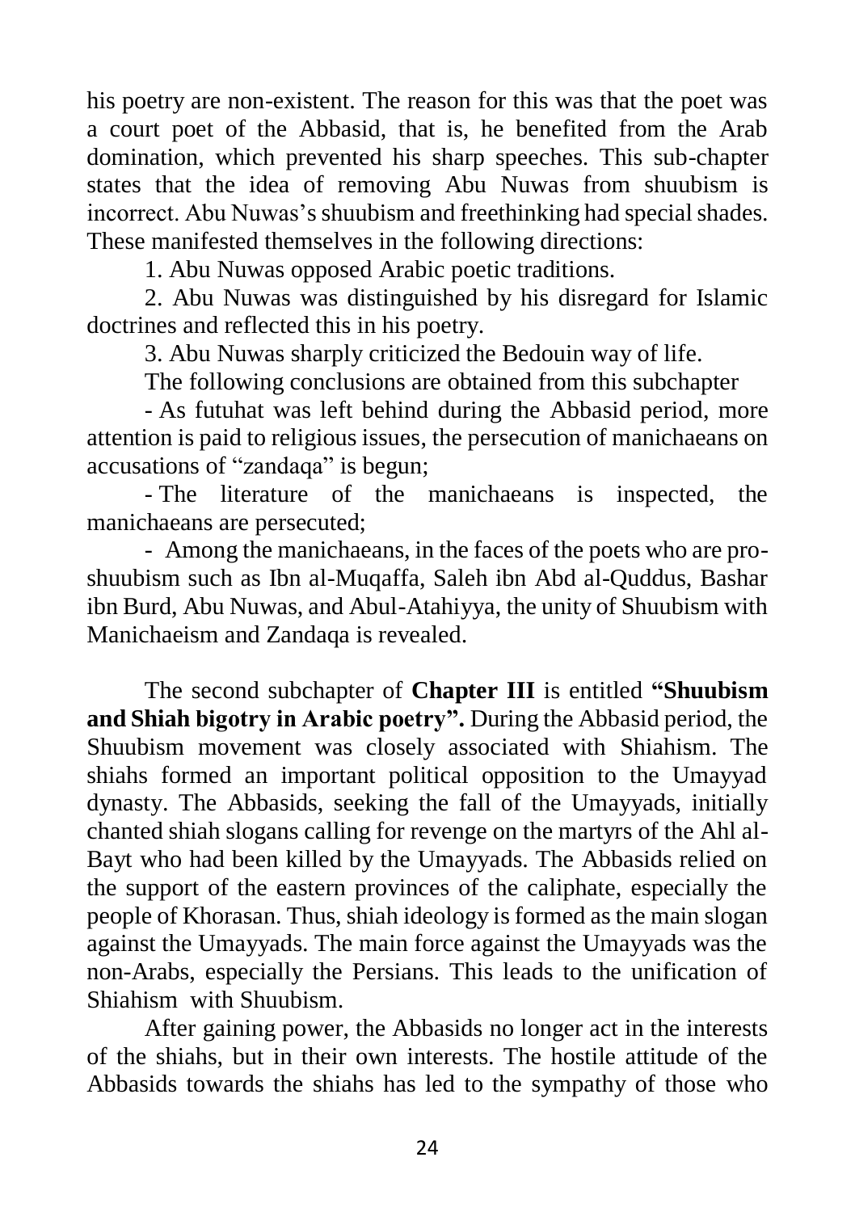his poetry are non-existent. The reason for this was that the poet was a court poet of the Abbasid, that is, he benefited from the Arab domination, which prevented his sharp speeches. This sub-chapter states that the idea of removing Abu Nuwas from shuubism is incorrect. Abu Nuwas's shuubism and freethinking had special shades. These manifested themselves in the following directions:

1. Abu Nuwas opposed Arabic poetic traditions.
2. Abu Nuwas was distinguished by his disregard for Islamic doctrines and reflected this in his poetry.
3. Abu Nuwas sharply criticized the Bedouin way of life.

The following conclusions are obtained from this subchapter

- As futuhat was left behind during the Abbasid period, more attention is paid to religious issues, the persecution of manichaeans on accusations of "zandaqa" is begun;
- The literature of the manichaeans is inspected, the manichaeans are persecuted;
- Among the manichaeans, in the faces of the poets who are pro-shuubism such as Ibn al-Muqaffa, Saleh ibn Abd al-Quddus, Bashar ibn Burd, Abu Nuwas, and Abul-Atahiyya, the unity of Shuubism with Manichaeism and Zandaqa is revealed.

The second subchapter of **Chapter III** is entitled **"Shuubism and Shiah bigotry in Arabic poetry".** During the Abbasid period, the Shuubism movement was closely associated with Shiahism. The shiahs formed an important political opposition to the Umayyad dynasty. The Abbasids, seeking the fall of the Umayyads, initially chanted shiah slogans calling for revenge on the martyrs of the Ahl al-Bayt who had been killed by the Umayyads. The Abbasids relied on the support of the eastern provinces of the caliphate, especially the people of Khorasan. Thus, shiah ideology is formed as the main slogan against the Umayyads. The main force against the Umayyads was the non-Arabs, especially the Persians. This leads to the unification of Shiahism with Shuubism.

After gaining power, the Abbasids no longer act in the interests of the shiahs, but in their own interests. The hostile attitude of the Abbasids towards the shiahs has led to the sympathy of those who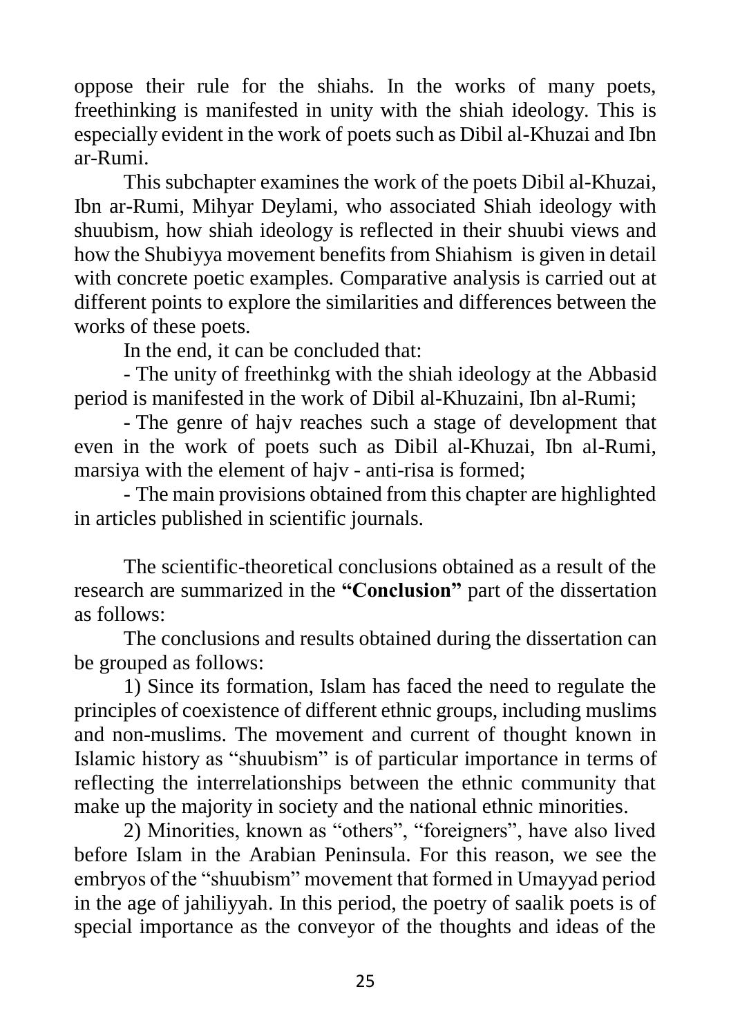oppose their rule for the shiahs. In the works of many poets, freethinking is manifested in unity with the shiah ideology. This is especially evident in the work of poets such as Dibil al-Khuzai and Ibn ar-Rumi.

This subchapter examines the work of the poets Dibil al-Khuzai, Ibn ar-Rumi, Mihyar Deylami, who associated Shiah ideology with shuubism, how shiah ideology is reflected in their shuubi views and how the Shubiyya movement benefits from Shiahism is given in detail with concrete poetic examples. Comparative analysis is carried out at different points to explore the similarities and differences between the works of these poets.

In the end, it can be concluded that:

- The unity of freethinkg with the shiah ideology at the Abbasid period is manifested in the work of Dibil al-Khuzaini, Ibn al-Rumi;
- The genre of hajv reaches such a stage of development that even in the work of poets such as Dibil al-Khuzai, Ibn al-Rumi, marsiya with the element of hajv - anti-risa is formed;
- The main provisions obtained from this chapter are highlighted in articles published in scientific journals.

The scientific-theoretical conclusions obtained as a result of the research are summarized in the **"Conclusion"** part of the dissertation as follows:

The conclusions and results obtained during the dissertation can be grouped as follows:

1) Since its formation, Islam has faced the need to regulate the principles of coexistence of different ethnic groups, including muslims and non-muslims. The movement and current of thought known in Islamic history as "shuubism" is of particular importance in terms of reflecting the interrelationships between the ethnic community that make up the majority in society and the national ethnic minorities.

2) Minorities, known as "others", "foreigners", have also lived before Islam in the Arabian Peninsula. For this reason, we see the embryos of the "shuubism" movement that formed in Umayyad period in the age of jahiliyyah. In this period, the poetry of saalik poets is of special importance as the conveyor of the thoughts and ideas of the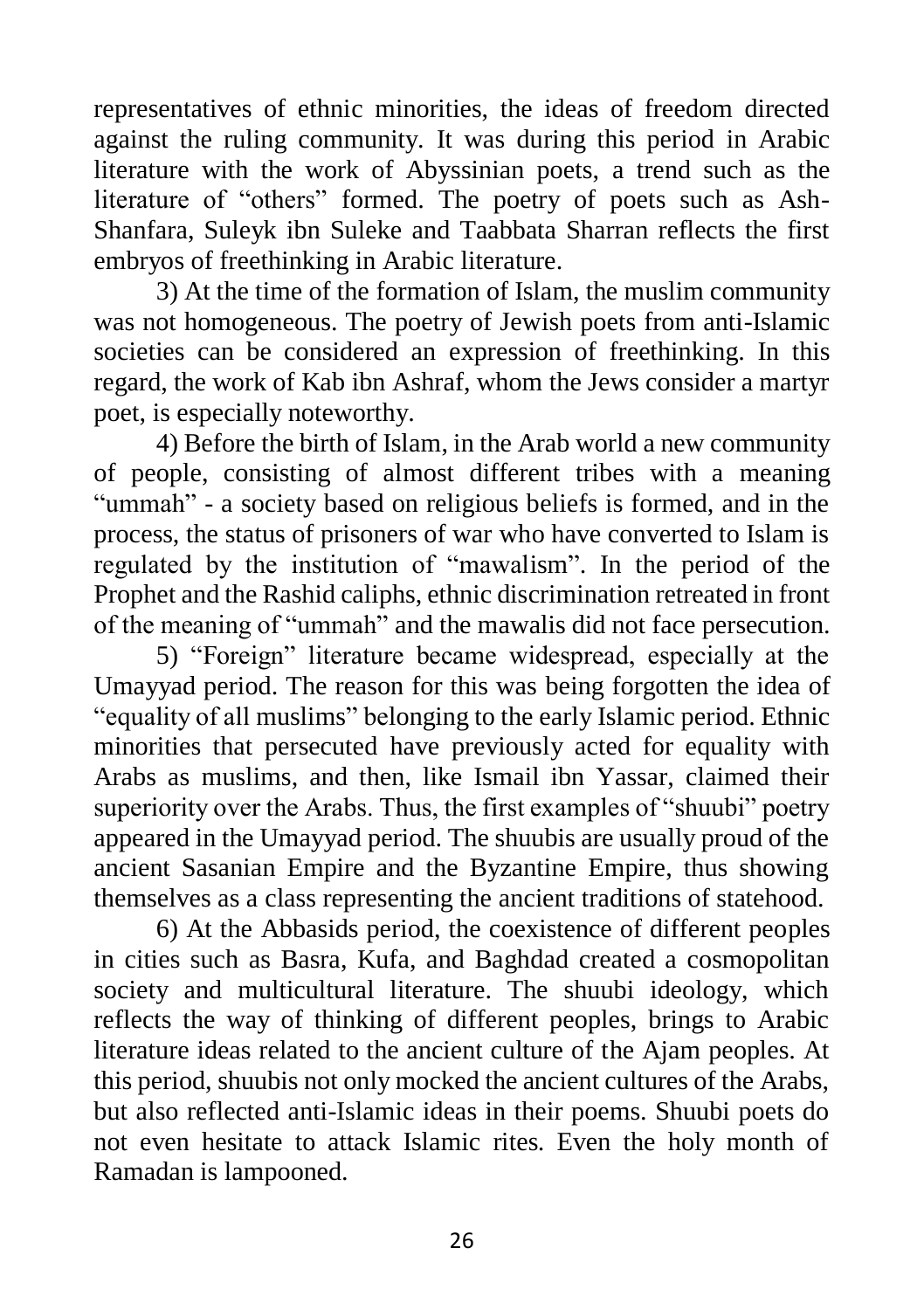representatives of ethnic minorities, the ideas of freedom directed against the ruling community. It was during this period in Arabic literature with the work of Abyssinian poets, a trend such as the literature of "others" formed. The poetry of poets such as Ash-Shanfara, Suleyk ibn Suleke and Taabbata Sharran reflects the first embryos of freethinking in Arabic literature.

3) At the time of the formation of Islam, the muslim community was not homogeneous. The poetry of Jewish poets from anti-Islamic societies can be considered an expression of freethinking. In this regard, the work of Kab ibn Ashraf, whom the Jews consider a martyr poet, is especially noteworthy.

4) Before the birth of Islam, in the Arab world a new community of people, consisting of almost different tribes with a meaning "ummah" - a society based on religious beliefs is formed, and in the process, the status of prisoners of war who have converted to Islam is regulated by the institution of "mawalism". In the period of the Prophet and the Rashid caliphs, ethnic discrimination retreated in front of the meaning of "ummah" and the mawalis did not face persecution.

5) "Foreign" literature became widespread, especially at the Umayyad period. The reason for this was being forgotten the idea of "equality of all muslims" belonging to the early Islamic period. Ethnic minorities that persecuted have previously acted for equality with Arabs as muslims, and then, like Ismail ibn Yassar, claimed their superiority over the Arabs. Thus, the first examples of "shuubi" poetry appeared in the Umayyad period. The shuubis are usually proud of the ancient Sasanian Empire and the Byzantine Empire, thus showing themselves as a class representing the ancient traditions of statehood.

6) At the Abbasids period, the coexistence of different peoples in cities such as Basra, Kufa, and Baghdad created a cosmopolitan society and multicultural literature. The shuubi ideology, which reflects the way of thinking of different peoples, brings to Arabic literature ideas related to the ancient culture of the Ajam peoples. At this period, shuubis not only mocked the ancient cultures of the Arabs, but also reflected anti-Islamic ideas in their poems. Shuubi poets do not even hesitate to attack Islamic rites. Even the holy month of Ramadan is lampooned.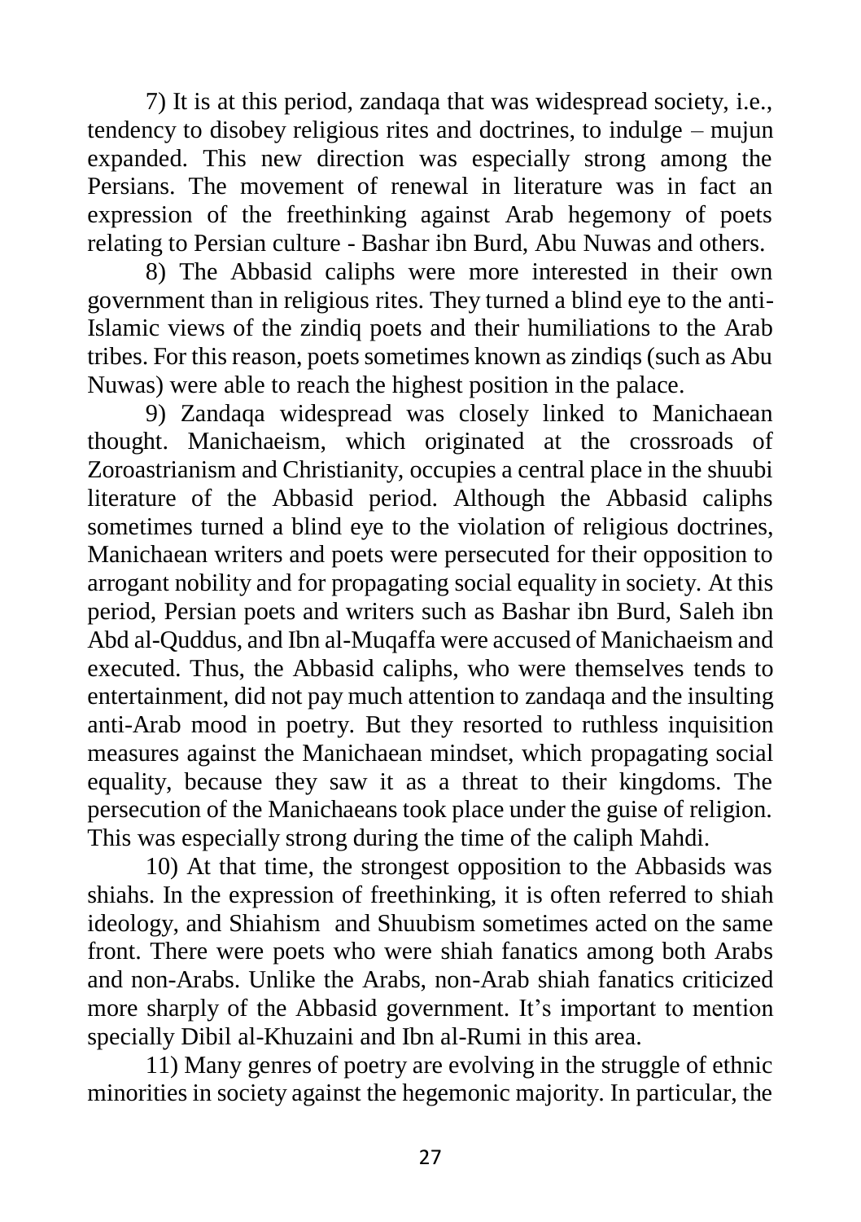7) It is at this period, zandaqa that was widespread society, i.e., tendency to disobey religious rites and doctrines, to indulge – mujun expanded. This new direction was especially strong among the Persians. The movement of renewal in literature was in fact an expression of the freethinking against Arab hegemony of poets relating to Persian culture - Bashar ibn Burd, Abu Nuwas and others.

8) The Abbasid caliphs were more interested in their own government than in religious rites. They turned a blind eye to the anti-Islamic views of the zindiq poets and their humiliations to the Arab tribes. For this reason, poets sometimes known as zindiqs (such as Abu Nuwas) were able to reach the highest position in the palace.

9) Zandaqa widespread was closely linked to Manichaean thought. Manichaeism, which originated at the crossroads of Zoroastrianism and Christianity, occupies a central place in the shuubi literature of the Abbasid period. Although the Abbasid caliphs sometimes turned a blind eye to the violation of religious doctrines, Manichaean writers and poets were persecuted for their opposition to arrogant nobility and for propagating social equality in society. At this period, Persian poets and writers such as Bashar ibn Burd, Saleh ibn Abd al-Quddus, and Ibn al-Muqaffa were accused of Manichaeism and executed. Thus, the Abbasid caliphs, who were themselves tends to entertainment, did not pay much attention to zandaqa and the insulting anti-Arab mood in poetry. But they resorted to ruthless inquisition measures against the Manichaean mindset, which propagating social equality, because they saw it as a threat to their kingdoms. The persecution of the Manichaeans took place under the guise of religion. This was especially strong during the time of the caliph Mahdi.

10) At that time, the strongest opposition to the Abbasids was shiahs. In the expression of freethinking, it is often referred to shiah ideology, and Shiahism and Shuubism sometimes acted on the same front. There were poets who were shiah fanatics among both Arabs and non-Arabs. Unlike the Arabs, non-Arab shiah fanatics criticized more sharply of the Abbasid government. It's important to mention specially Dibil al-Khuzaini and Ibn al-Rumi in this area.

11) Many genres of poetry are evolving in the struggle of ethnic minorities in society against the hegemonic majority. In particular, the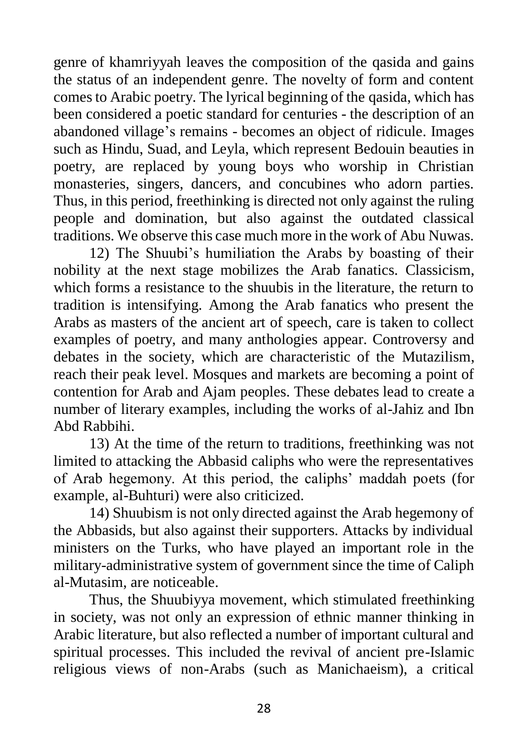genre of khamriyyah leaves the composition of the qasida and gains the status of an independent genre. The novelty of form and content comes to Arabic poetry. The lyrical beginning of the qasida, which has been considered a poetic standard for centuries - the description of an abandoned village's remains - becomes an object of ridicule. Images such as Hindu, Suad, and Leyla, which represent Bedouin beauties in poetry, are replaced by young boys who worship in Christian monasteries, singers, dancers, and concubines who adorn parties. Thus, in this period, freethinking is directed not only against the ruling people and domination, but also against the outdated classical traditions. We observe this case much more in the work of Abu Nuwas.

12) The Shuubi's humiliation the Arabs by boasting of their nobility at the next stage mobilizes the Arab fanatics. Classicism, which forms a resistance to the shuubis in the literature, the return to tradition is intensifying. Among the Arab fanatics who present the Arabs as masters of the ancient art of speech, care is taken to collect examples of poetry, and many anthologies appear. Controversy and debates in the society, which are characteristic of the Mutazilism, reach their peak level. Mosques and markets are becoming a point of contention for Arab and Ajam peoples. These debates lead to create a number of literary examples, including the works of al-Jahiz and Ibn Abd Rabbihi.

13) At the time of the return to traditions, freethinking was not limited to attacking the Abbasid caliphs who were the representatives of Arab hegemony. At this period, the caliphs' maddah poets (for example, al-Buhturi) were also criticized.

14) Shuubism is not only directed against the Arab hegemony of the Abbasids, but also against their supporters. Attacks by individual ministers on the Turks, who have played an important role in the military-administrative system of government since the time of Caliph al-Mutasim, are noticeable.

Thus, the Shuubiyya movement, which stimulated freethinking in society, was not only an expression of ethnic manner thinking in Arabic literature, but also reflected a number of important cultural and spiritual processes. This included the revival of ancient pre-Islamic religious views of non-Arabs (such as Manichaeism), a critical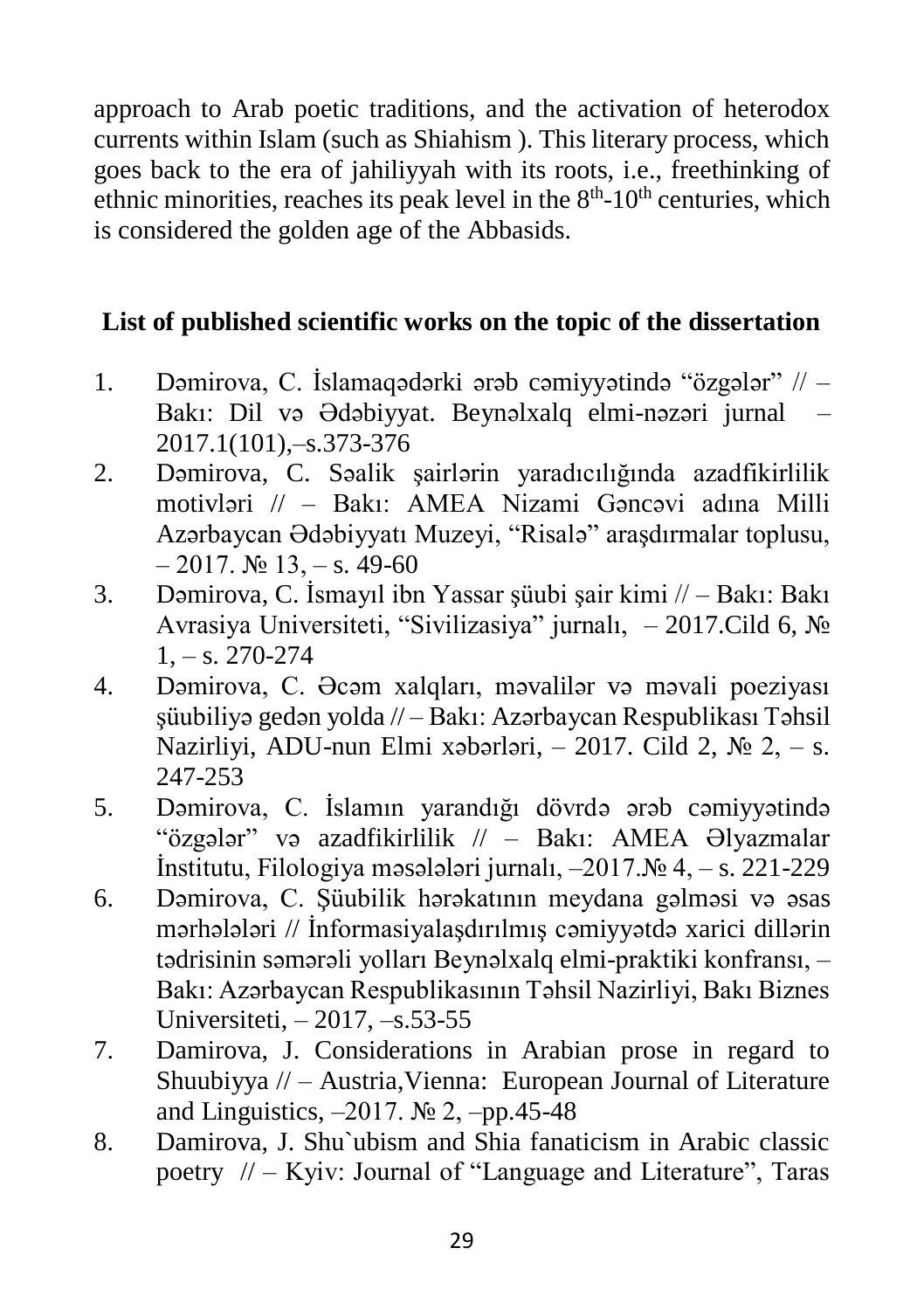approach to Arab poetic traditions, and the activation of heterodox currents within Islam (such as Shiahism ). This literary process, which goes back to the era of jahiliyyah with its roots, i.e., freethinking of ethnic minorities, reaches its peak level in the 8th-10th centuries, which is considered the golden age of the Abbasids.

**List of published scientific works on the topic of the dissertation**

1. Dəmirova, C. İslamaqədərki ərəb cəmiyyətində "özgələr" // – Bakı: Dil və Ədəbiyyat. Beynəlxalq elmi-nəzəri jurnal – 2017.1(101),–s.373-376
2. Dəmirova, C. Səalik şairlərin yaradıcılığında azadfikirlilik motivləri // – Bakı: AMEA Nizami Gəncəvi adına Milli Azərbaycan Ədəbiyyatı Muzeyi, "Risalə" araşdırmalar toplusu, – 2017. № 13, – s. 49-60
3. Dəmirova, C. İsmayıl ibn Yassar şüubi şair kimi // – Bakı: Bakı Avrasiya Universiteti, "Sivilizasiya" jurnalı, – 2017.Cild 6, № 1, – s. 270-274
4. Dəmirova, C. Əcəm xalqları, məvalilər və məvali poeziyası şüubiliyə gedən yolda // – Bakı: Azərbaycan Respublikası Təhsil Nazirliyi, ADU-nun Elmi xəbərləri, – 2017. Cild 2, № 2, – s. 247-253
5. Dəmirova, C. İslamın yarandığı dövrdə ərəb cəmiyyətində "özgələr" və azadfikirlilik // – Bakı: AMEA Əlyazmalar İnstitutu, Filologiya məsələləri jurnalı, –2017.№ 4, – s. 221-229
6. Dəmirova, C. Şüubilik hərəkatının meydana gəlməsi və əsas mərhələləri // İnformasiyalaşdırılmış cəmiyyətdə xarici dillərin tədrisinin səmərəli yolları Beynəlxalq elmi-praktiki konfransı, – Bakı: Azərbaycan Respublikasının Təhsil Nazirliyi, Bakı Biznes Universiteti, – 2017, –s.53-55
7. Damirova, J. Considerations in Arabian prose in regard to Shuubiyya // – Austria,Vienna: European Journal of Literature and Linguistics, –2017. № 2, –pp.45-48
8. Damirova, J. Shu`ubism and Shia fanaticism in Arabic classic poetry // – Kyiv: Journal of "Language and Literature", Taras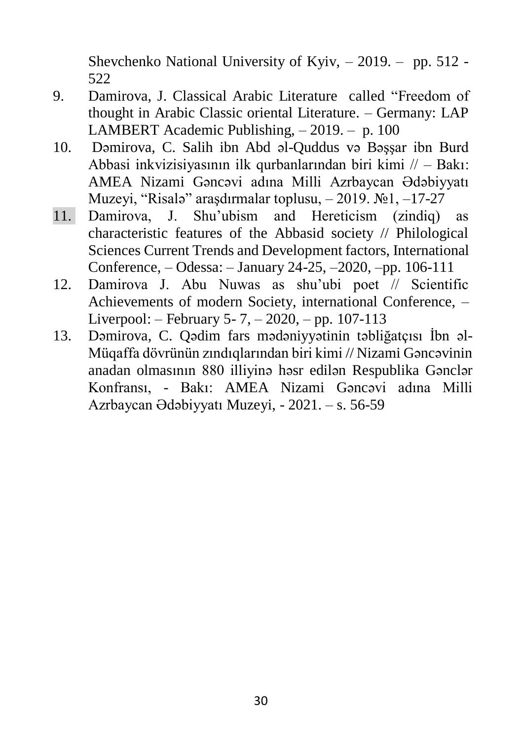Shevchenko National University of Kyiv, – 2019. – pp. 512 - 522

9. Damirova, J. Classical Arabic Literature called "Freedom of thought in Arabic Classic oriental Literature. – Germany: LAP LAMBERT Academic Publishing, – 2019. – p. 100
10. Dəmirova, C. Salih ibn Abd əl-Quddus və Bəşşar ibn Burd Abbasi inkvizisiyasının ilk qurbanlarından biri kimi // – Bakı: AMEA Nizami Gəncəvi adına Milli Azrbaycan Ədəbiyyatı Muzeyi, "Risalə" araşdırmalar toplusu, – 2019. №1, –17-27
11. Damirova, J. Shu'ubism and Hereticism (zindiq) as characteristic features of the Abbasid society // Philological Sciences Current Trends and Development factors, International Conference, – Odessa: – January 24-25, –2020, –pp. 106-111
12. Damirova J. Abu Nuwas as shu'ubi poet // Scientific Achievements of modern Society, international Conference, – Liverpool: – February 5- 7, – 2020, – pp. 107-113
13. Dəmirova, C. Qədim fars mədəniyyətinin təbliğatçısı İbn əl-Müqaffa dövrünün zındıqlarından biri kimi // Nizami Gəncəvinin anadan olmasının 880 illiyinə həsr edilən Respublika Gənclər Konfransı, - Bakı: AMEA Nizami Gəncəvi adına Milli Azrbaycan Ədəbiyyatı Muzeyi, - 2021. – s. 56-59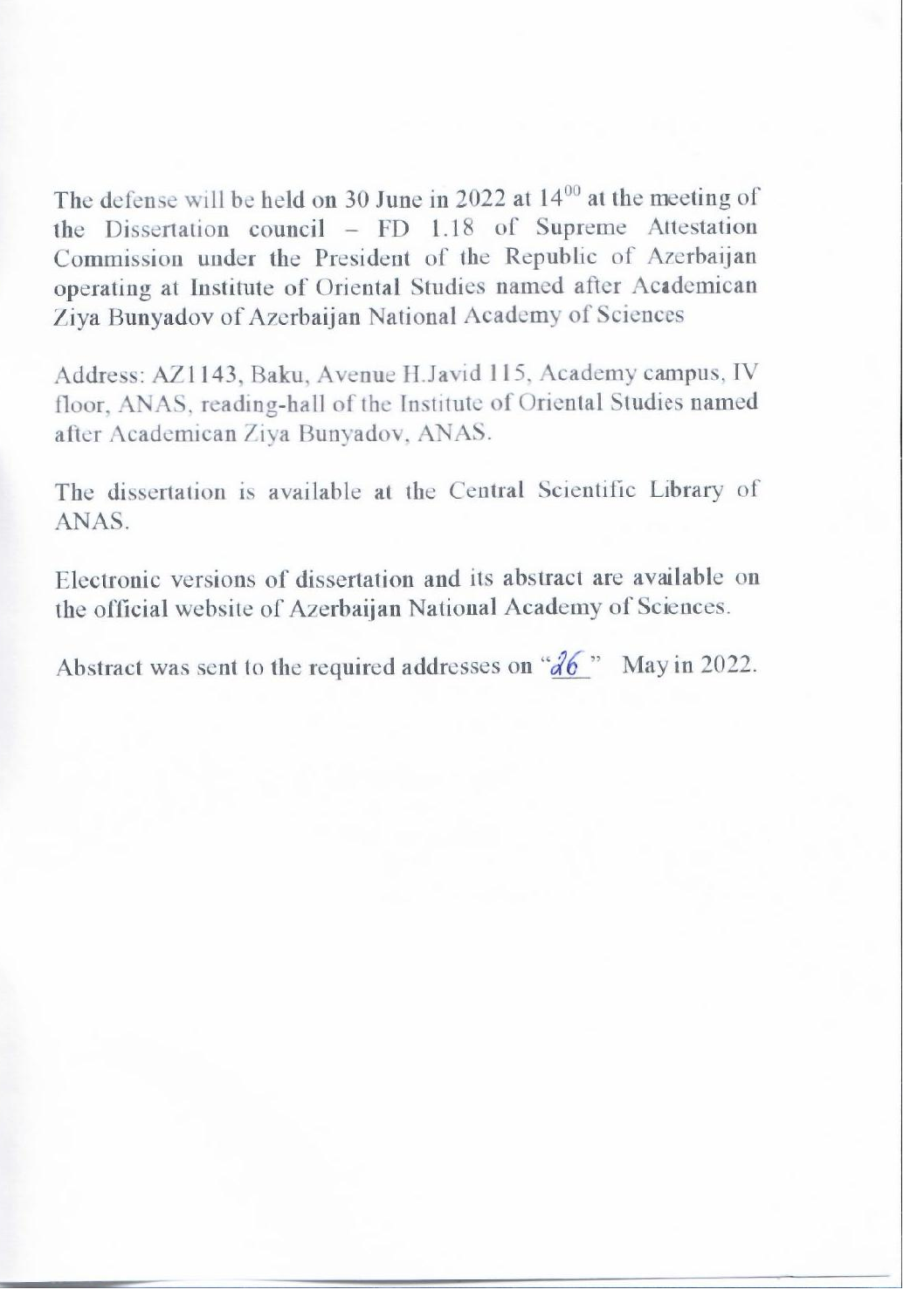The defense will be held on 30 June in 2022 at $14^{00}$ at the meeting of the Dissertation council – FD 1.18 of Supreme Attestation Commission under the President of the Republic of Azerbaijan operating at Institute of Oriental Studies named after Academican Ziya Bunyadov of Azerbaijan National Academy of Sciences

Address: AZ1143, Baku, Avenue H.Javid 115, Academy campus, IV floor, ANAS, reading-hall of the Institute of Oriental Studies named after Academican Ziya Bunyadov, ANAS.

The dissertation is available at the Central Scientific Library of ANAS.

Electronic versions of dissertation and its abstract are available on the official website of Azerbaijan National Academy of Sciences.

Abstract was sent to the required addresses on "26" May in 2022.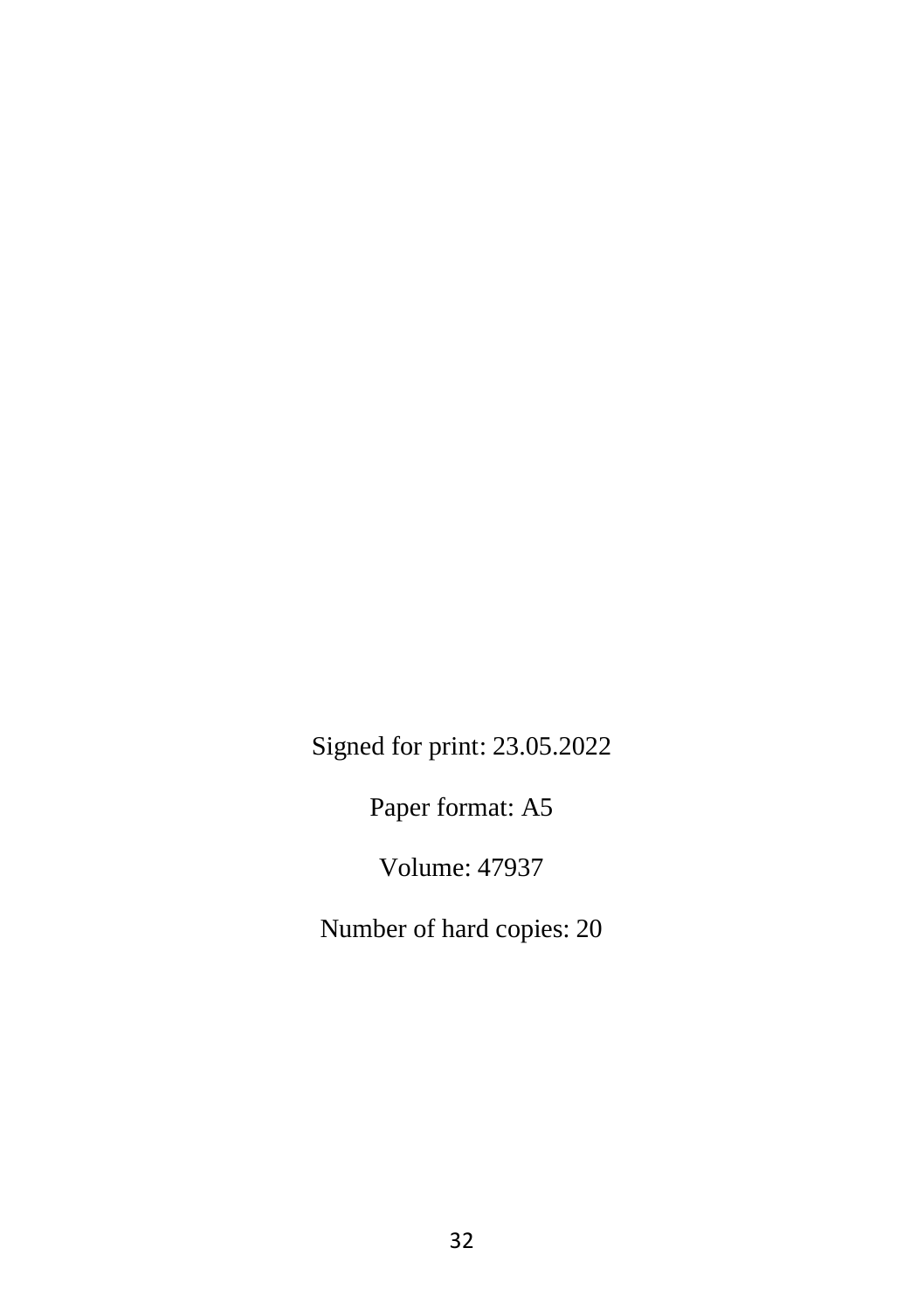Signed for print: 23.05.2022

Paper format: A5

Volume: 47937

Number of hard copies: 20